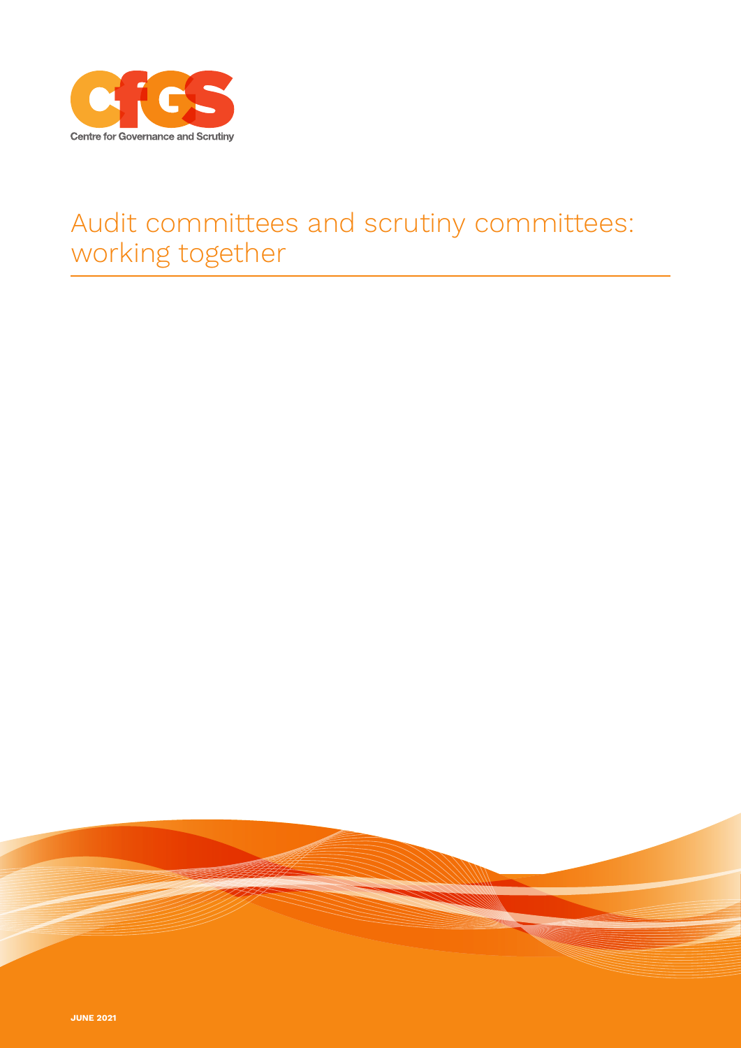CfGS

Centre for Governance and Scrutiny

# Audit committees and scrutiny committees: working together

JUNE 2021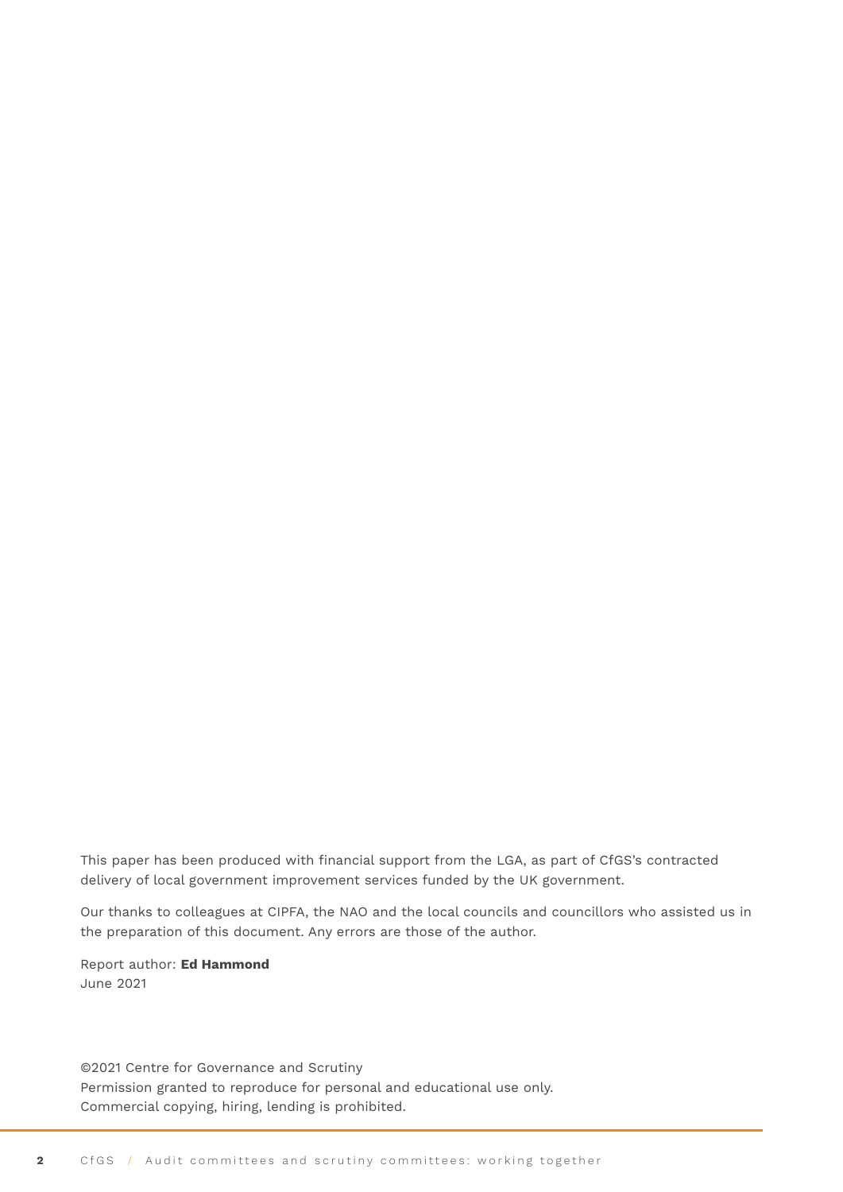This paper has been produced with financial support from the LGA, as part of CfGS's contracted delivery of local government improvement services funded by the UK government.

Our thanks to colleagues at CIPFA, the NAO and the local councils and councillors who assisted us in the preparation of this document. Any errors are those of the author.

Report author: **Ed Hammond**
June 2021

©2021 Centre for Governance and Scrutiny
Permission granted to reproduce for personal and educational use only.
Commercial copying, hiring, lending is prohibited.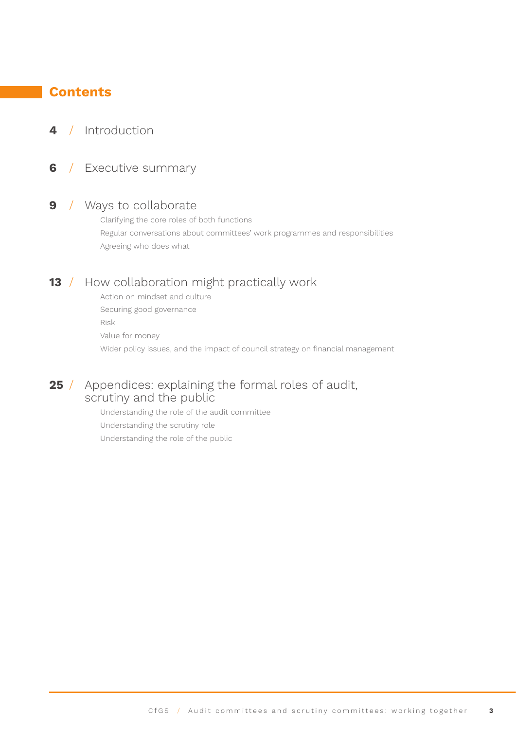## Contents

**4** / Introduction

**6** / Executive summary

**9** / Ways to collaborate

- Clarifying the core roles of both functions
- Regular conversations about committees' work programmes and responsibilities
- Agreeing who does what

**13** / How collaboration might practically work

- Action on mindset and culture
- Securing good governance
- Risk
- Value for money
- Wider policy issues, and the impact of council strategy on financial management

**25** / Appendices: explaining the formal roles of audit, scrutiny and the public

- Understanding the role of the audit committee
- Understanding the scrutiny role
- Understanding the role of the public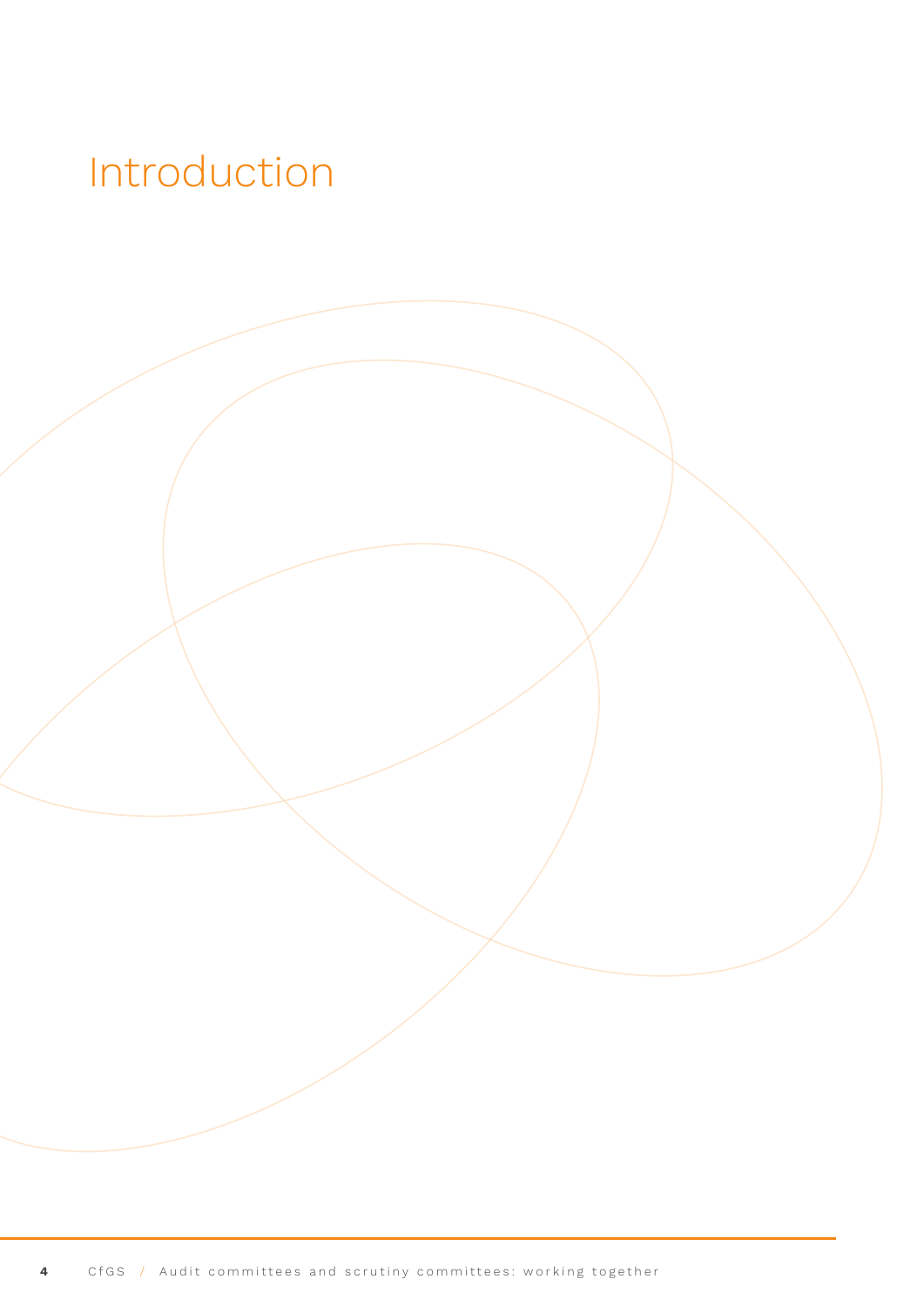# Introduction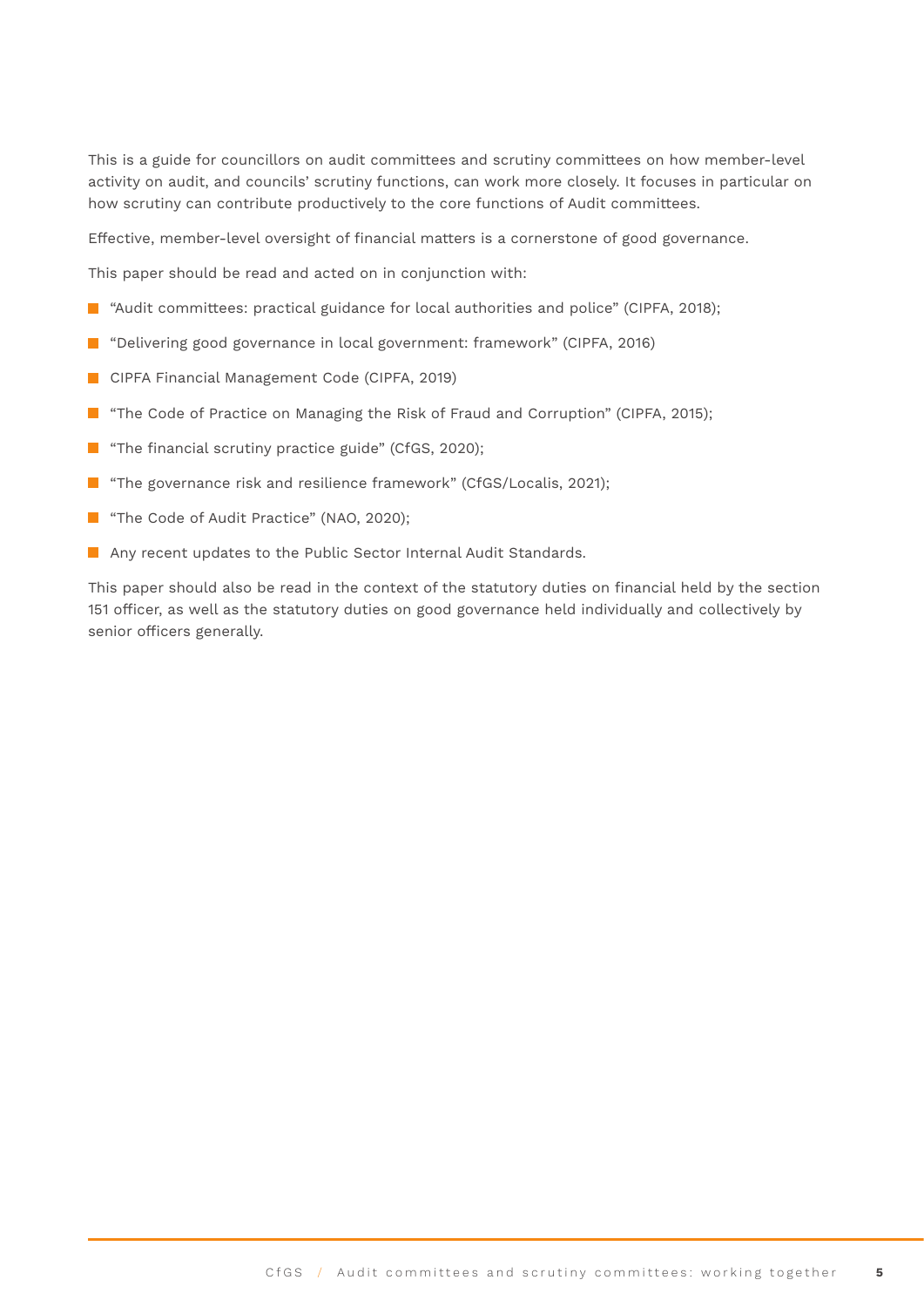This is a guide for councillors on audit committees and scrutiny committees on how member-level activity on audit, and councils' scrutiny functions, can work more closely. It focuses in particular on how scrutiny can contribute productively to the core functions of Audit committees.

Effective, member-level oversight of financial matters is a cornerstone of good governance.

This paper should be read and acted on in conjunction with:

- "Audit committees: practical guidance for local authorities and police" (CIPFA, 2018);
- "Delivering good governance in local government: framework" (CIPFA, 2016)
- CIPFA Financial Management Code (CIPFA, 2019)
- "The Code of Practice on Managing the Risk of Fraud and Corruption" (CIPFA, 2015);
- "The financial scrutiny practice guide" (CfGS, 2020);
- "The governance risk and resilience framework" (CfGS/Localis, 2021);
- "The Code of Audit Practice" (NAO, 2020);
- Any recent updates to the Public Sector Internal Audit Standards.

This paper should also be read in the context of the statutory duties on financial held by the section 151 officer, as well as the statutory duties on good governance held individually and collectively by senior officers generally.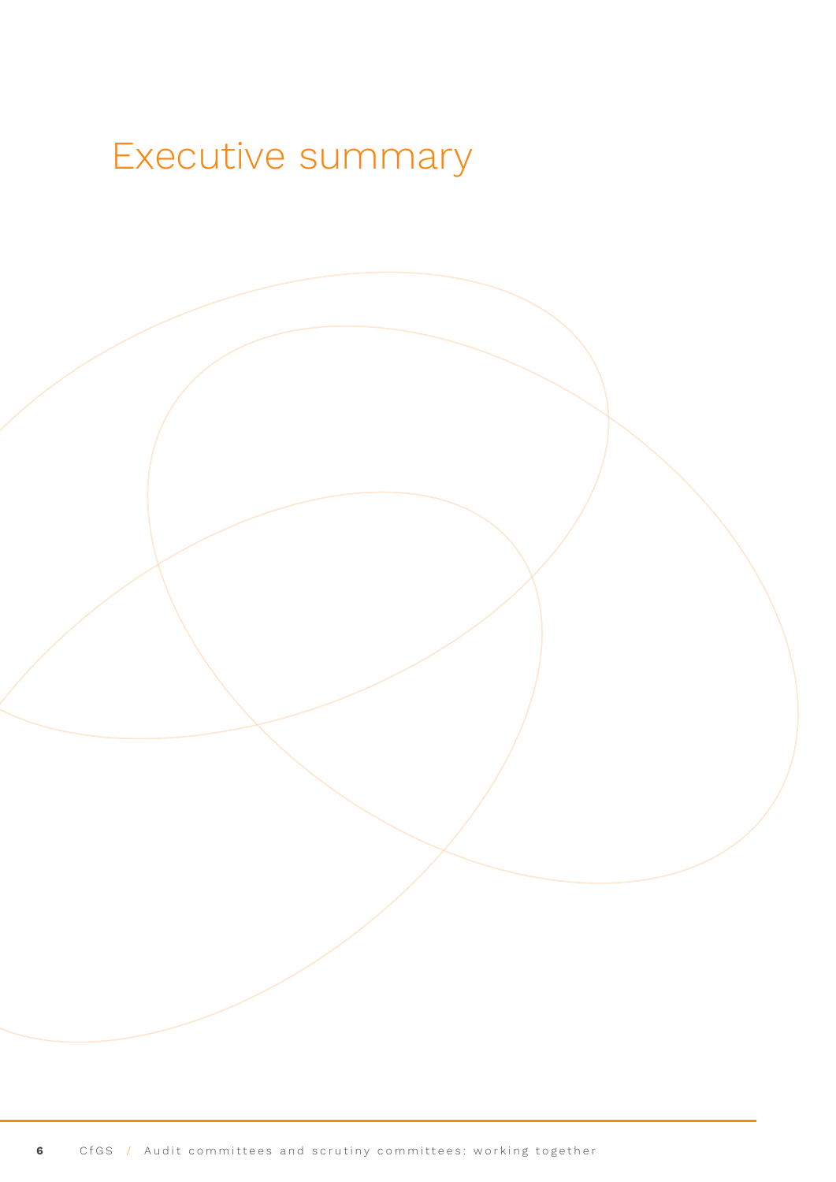# Executive summary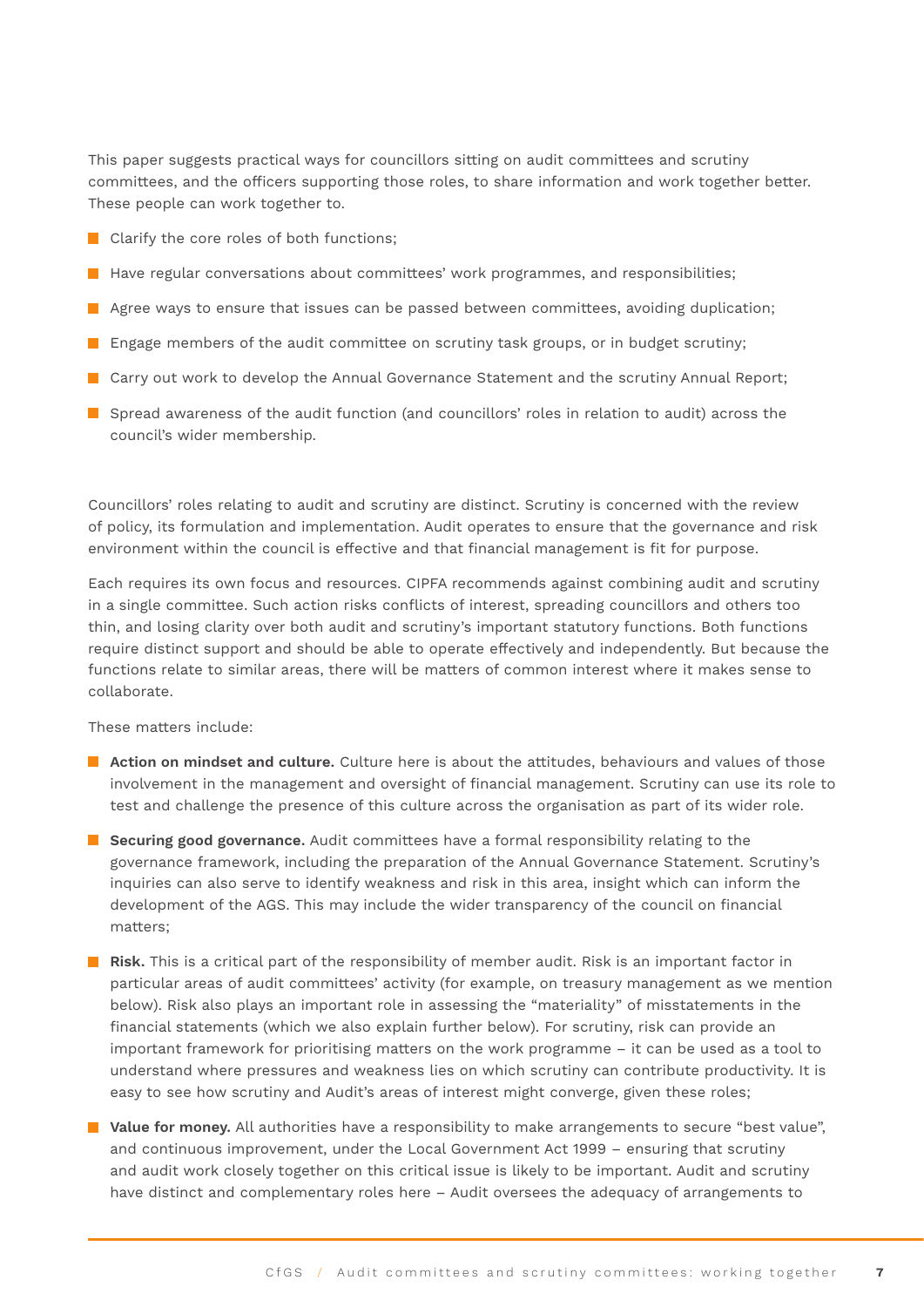This paper suggests practical ways for councillors sitting on audit committees and scrutiny committees, and the officers supporting those roles, to share information and work together better. These people can work together to.

- Clarify the core roles of both functions;
- Have regular conversations about committees' work programmes, and responsibilities;
- Agree ways to ensure that issues can be passed between committees, avoiding duplication;
- Engage members of the audit committee on scrutiny task groups, or in budget scrutiny;
- Carry out work to develop the Annual Governance Statement and the scrutiny Annual Report;
- Spread awareness of the audit function (and councillors' roles in relation to audit) across the council's wider membership.

Councillors' roles relating to audit and scrutiny are distinct. Scrutiny is concerned with the review of policy, its formulation and implementation. Audit operates to ensure that the governance and risk environment within the council is effective and that financial management is fit for purpose.

Each requires its own focus and resources. CIPFA recommends against combining audit and scrutiny in a single committee. Such action risks conflicts of interest, spreading councillors and others too thin, and losing clarity over both audit and scrutiny's important statutory functions. Both functions require distinct support and should be able to operate effectively and independently. But because the functions relate to similar areas, there will be matters of common interest where it makes sense to collaborate.

These matters include:

- **Action on mindset and culture.** Culture here is about the attitudes, behaviours and values of those involvement in the management and oversight of financial management. Scrutiny can use its role to test and challenge the presence of this culture across the organisation as part of its wider role.
- **Securing good governance.** Audit committees have a formal responsibility relating to the governance framework, including the preparation of the Annual Governance Statement. Scrutiny's inquiries can also serve to identify weakness and risk in this area, insight which can inform the development of the AGS. This may include the wider transparency of the council on financial matters;
- **Risk.** This is a critical part of the responsibility of member audit. Risk is an important factor in particular areas of audit committees' activity (for example, on treasury management as we mention below). Risk also plays an important role in assessing the "materiality" of misstatements in the financial statements (which we also explain further below). For scrutiny, risk can provide an important framework for prioritising matters on the work programme – it can be used as a tool to understand where pressures and weakness lies on which scrutiny can contribute productivity. It is easy to see how scrutiny and Audit's areas of interest might converge, given these roles;
- **Value for money.** All authorities have a responsibility to make arrangements to secure "best value", and continuous improvement, under the Local Government Act 1999 – ensuring that scrutiny and audit work closely together on this critical issue is likely to be important. Audit and scrutiny have distinct and complementary roles here – Audit oversees the adequacy of arrangements to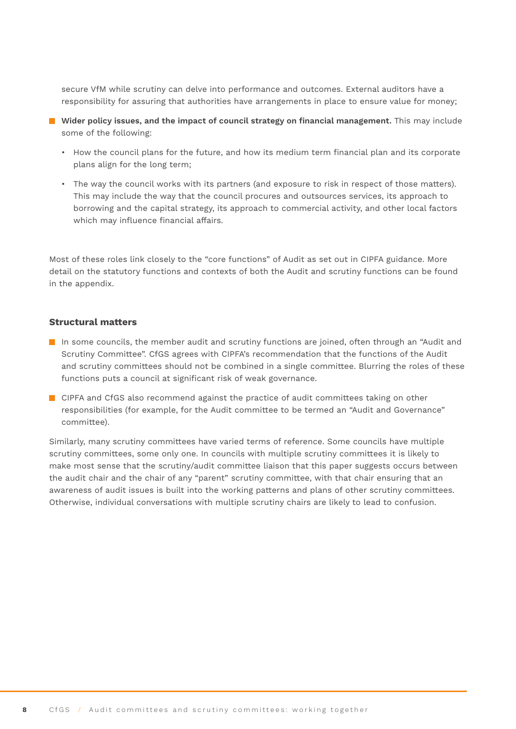secure VfM while scrutiny can delve into performance and outcomes. External auditors have a responsibility for assuring that authorities have arrangements in place to ensure value for money;

- **Wider policy issues, and the impact of council strategy on financial management.** This may include some of the following:
  - How the council plans for the future, and how its medium term financial plan and its corporate plans align for the long term;
  - The way the council works with its partners (and exposure to risk in respect of those matters). This may include the way that the council procures and outsources services, its approach to borrowing and the capital strategy, its approach to commercial activity, and other local factors which may influence financial affairs.

Most of these roles link closely to the "core functions" of Audit as set out in CIPFA guidance. More detail on the statutory functions and contexts of both the Audit and scrutiny functions can be found in the appendix.

### Structural matters

- In some councils, the member audit and scrutiny functions are joined, often through an "Audit and Scrutiny Committee". CfGS agrees with CIPFA's recommendation that the functions of the Audit and scrutiny committees should not be combined in a single committee. Blurring the roles of these functions puts a council at significant risk of weak governance.
- CIPFA and CfGS also recommend against the practice of audit committees taking on other responsibilities (for example, for the Audit committee to be termed an "Audit and Governance" committee).

Similarly, many scrutiny committees have varied terms of reference. Some councils have multiple scrutiny committees, some only one. In councils with multiple scrutiny committees it is likely to make most sense that the scrutiny/audit committee liaison that this paper suggests occurs between the audit chair and the chair of any "parent" scrutiny committee, with that chair ensuring that an awareness of audit issues is built into the working patterns and plans of other scrutiny committees. Otherwise, individual conversations with multiple scrutiny chairs are likely to lead to confusion.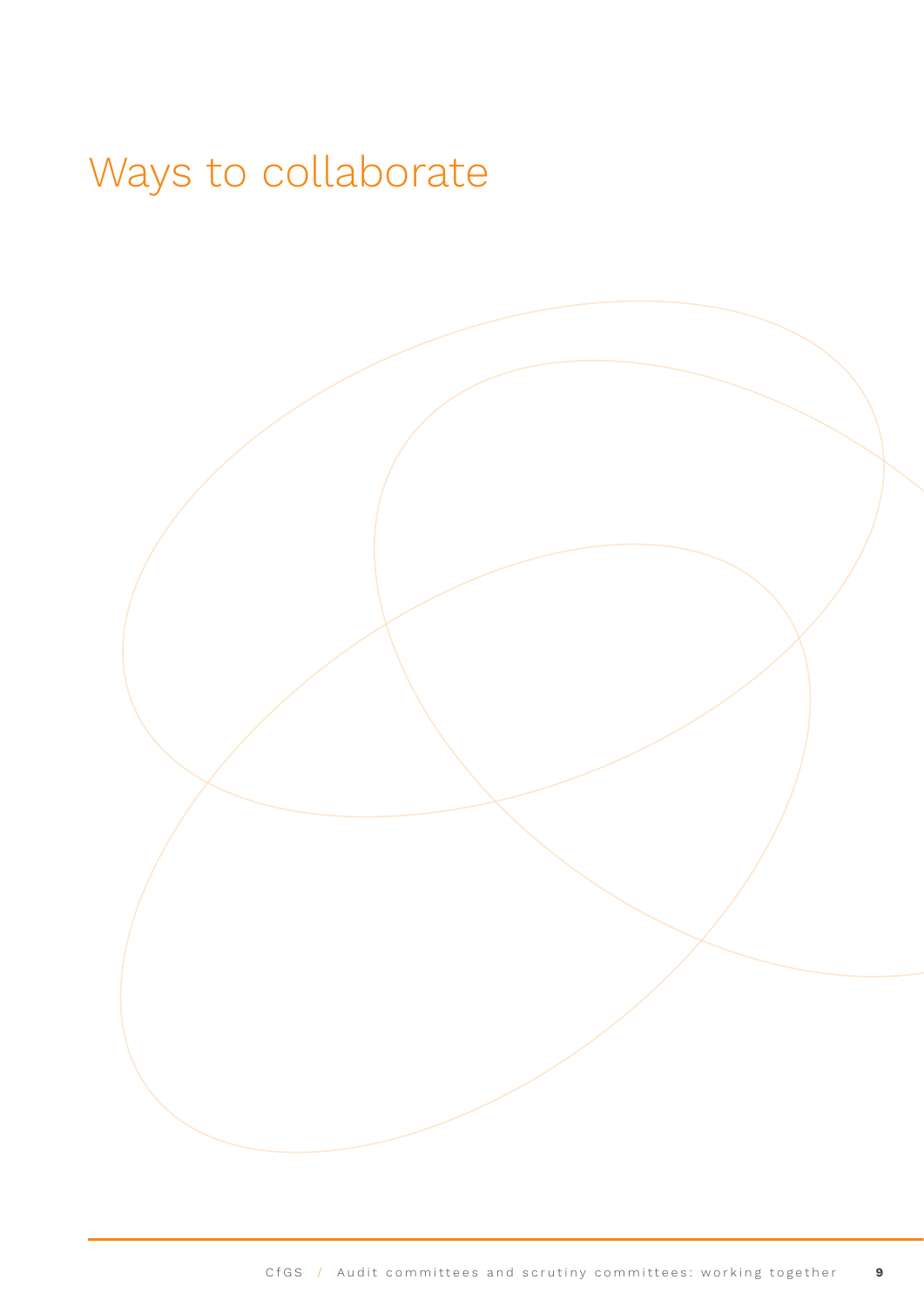# Ways to collaborate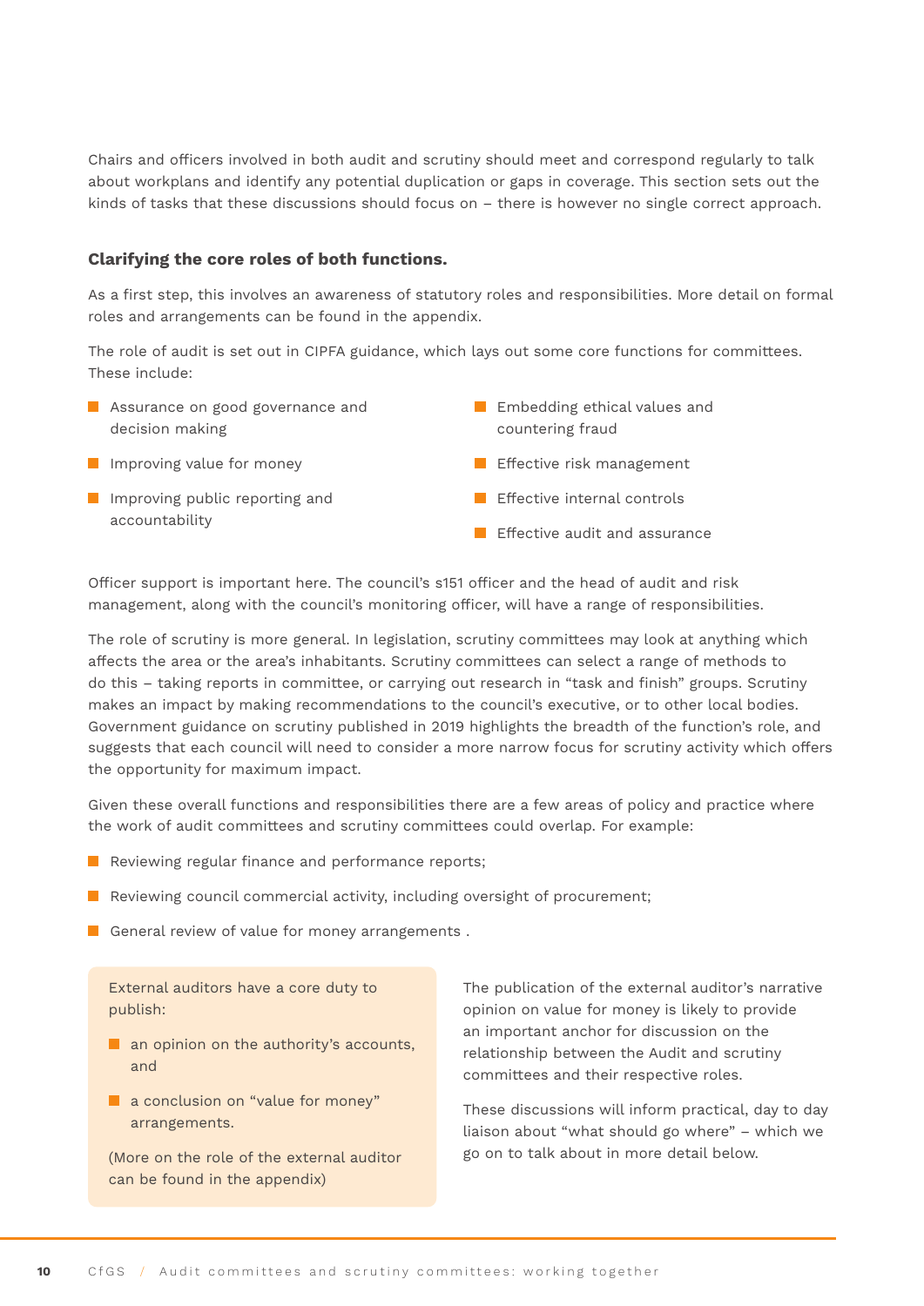Chairs and officers involved in both audit and scrutiny should meet and correspond regularly to talk about workplans and identify any potential duplication or gaps in coverage. This section sets out the kinds of tasks that these discussions should focus on – there is however no single correct approach.

**Clarifying the core roles of both functions.**

As a first step, this involves an awareness of statutory roles and responsibilities. More detail on formal roles and arrangements can be found in the appendix.

The role of audit is set out in CIPFA guidance, which lays out some core functions for committees. These include:

- Assurance on good governance and decision making
- Improving value for money
- Improving public reporting and accountability
- Embedding ethical values and countering fraud
- Effective risk management
- Effective internal controls
- Effective audit and assurance

Officer support is important here. The council's s151 officer and the head of audit and risk management, along with the council's monitoring officer, will have a range of responsibilities.

The role of scrutiny is more general. In legislation, scrutiny committees may look at anything which affects the area or the area's inhabitants. Scrutiny committees can select a range of methods to do this – taking reports in committee, or carrying out research in "task and finish" groups. Scrutiny makes an impact by making recommendations to the council's executive, or to other local bodies. Government guidance on scrutiny published in 2019 highlights the breadth of the function's role, and suggests that each council will need to consider a more narrow focus for scrutiny activity which offers the opportunity for maximum impact.

Given these overall functions and responsibilities there are a few areas of policy and practice where the work of audit committees and scrutiny committees could overlap. For example:

- Reviewing regular finance and performance reports;
- Reviewing council commercial activity, including oversight of procurement;
- General review of value for money arrangements .

> External auditors have a core duty to publish:
>
> - an opinion on the authority's accounts, and
> - a conclusion on "value for money" arrangements.
>
> (More on the role of the external auditor can be found in the appendix)

The publication of the external auditor's narrative opinion on value for money is likely to provide an important anchor for discussion on the relationship between the Audit and scrutiny committees and their respective roles.

These discussions will inform practical, day to day liaison about "what should go where" – which we go on to talk about in more detail below.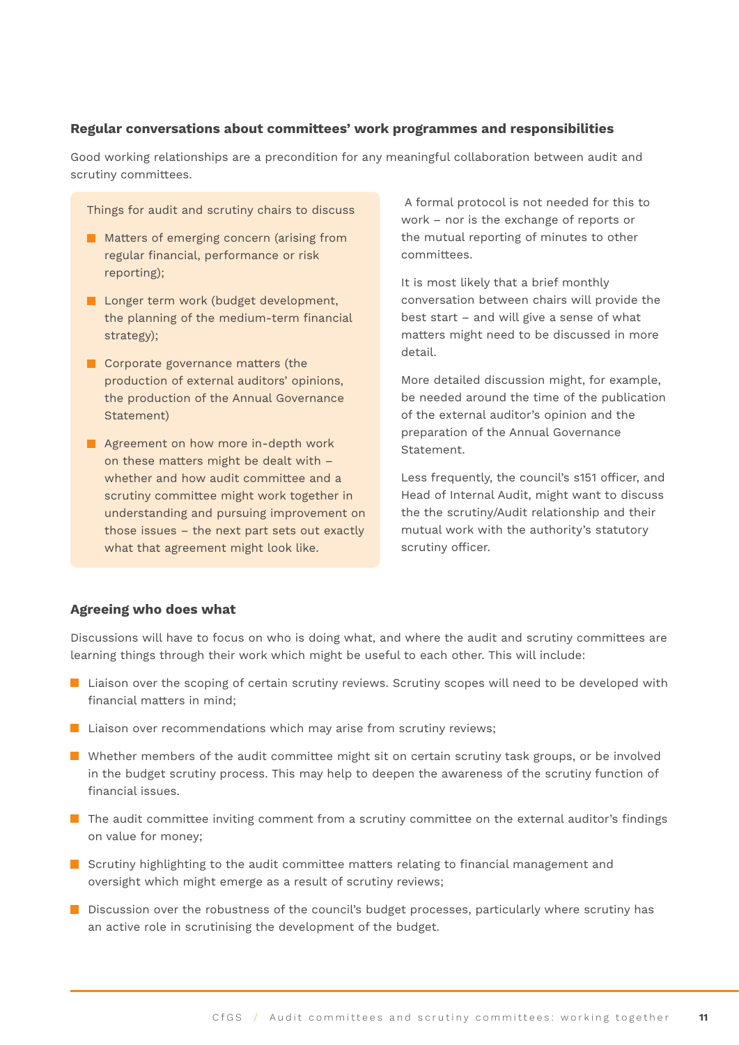### Regular conversations about committees' work programmes and responsibilities

Good working relationships are a precondition for any meaningful collaboration between audit and scrutiny committees.

Things for audit and scrutiny chairs to discuss

- Matters of emerging concern (arising from regular financial, performance or risk reporting);
- Longer term work (budget development, the planning of the medium-term financial strategy);
- Corporate governance matters (the production of external auditors' opinions, the production of the Annual Governance Statement)
- Agreement on how more in-depth work on these matters might be dealt with – whether and how audit committee and a scrutiny committee might work together in understanding and pursuing improvement on those issues – the next part sets out exactly what that agreement might look like.

A formal protocol is not needed for this to work – nor is the exchange of reports or the mutual reporting of minutes to other committees.

It is most likely that a brief monthly conversation between chairs will provide the best start – and will give a sense of what matters might need to be discussed in more detail.

More detailed discussion might, for example, be needed around the time of the publication of the external auditor's opinion and the preparation of the Annual Governance Statement.

Less frequently, the council's s151 officer, and Head of Internal Audit, might want to discuss the the scrutiny/Audit relationship and their mutual work with the authority's statutory scrutiny officer.

### Agreeing who does what

Discussions will have to focus on who is doing what, and where the audit and scrutiny committees are learning things through their work which might be useful to each other. This will include:

- Liaison over the scoping of certain scrutiny reviews. Scrutiny scopes will need to be developed with financial matters in mind;
- Liaison over recommendations which may arise from scrutiny reviews;
- Whether members of the audit committee might sit on certain scrutiny task groups, or be involved in the budget scrutiny process. This may help to deepen the awareness of the scrutiny function of financial issues.
- The audit committee inviting comment from a scrutiny committee on the external auditor's findings on value for money;
- Scrutiny highlighting to the audit committee matters relating to financial management and oversight which might emerge as a result of scrutiny reviews;
- Discussion over the robustness of the council's budget processes, particularly where scrutiny has an active role in scrutinising the development of the budget.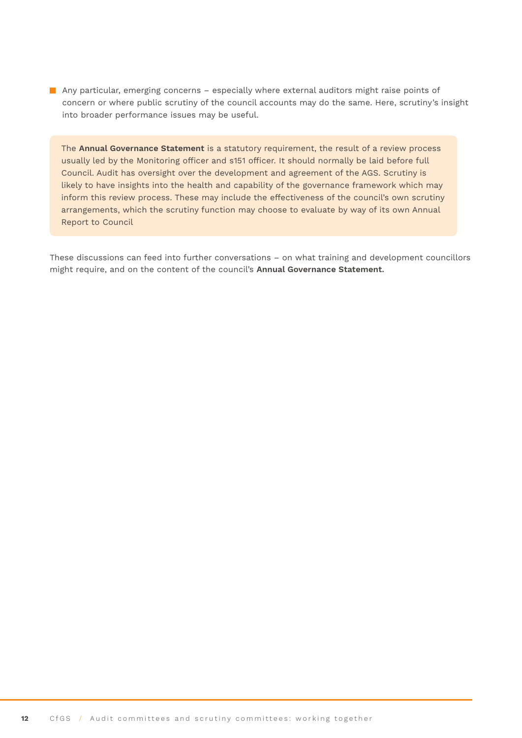- Any particular, emerging concerns – especially where external auditors might raise points of concern or where public scrutiny of the council accounts may do the same. Here, scrutiny's insight into broader performance issues may be useful.

> The **Annual Governance Statement** is a statutory requirement, the result of a review process usually led by the Monitoring officer and s151 officer. It should normally be laid before full Council. Audit has oversight over the development and agreement of the AGS. Scrutiny is likely to have insights into the health and capability of the governance framework which may inform this review process. These may include the effectiveness of the council's own scrutiny arrangements, which the scrutiny function may choose to evaluate by way of its own Annual Report to Council

These discussions can feed into further conversations – on what training and development councillors might require, and on the content of the council's **Annual Governance Statement.**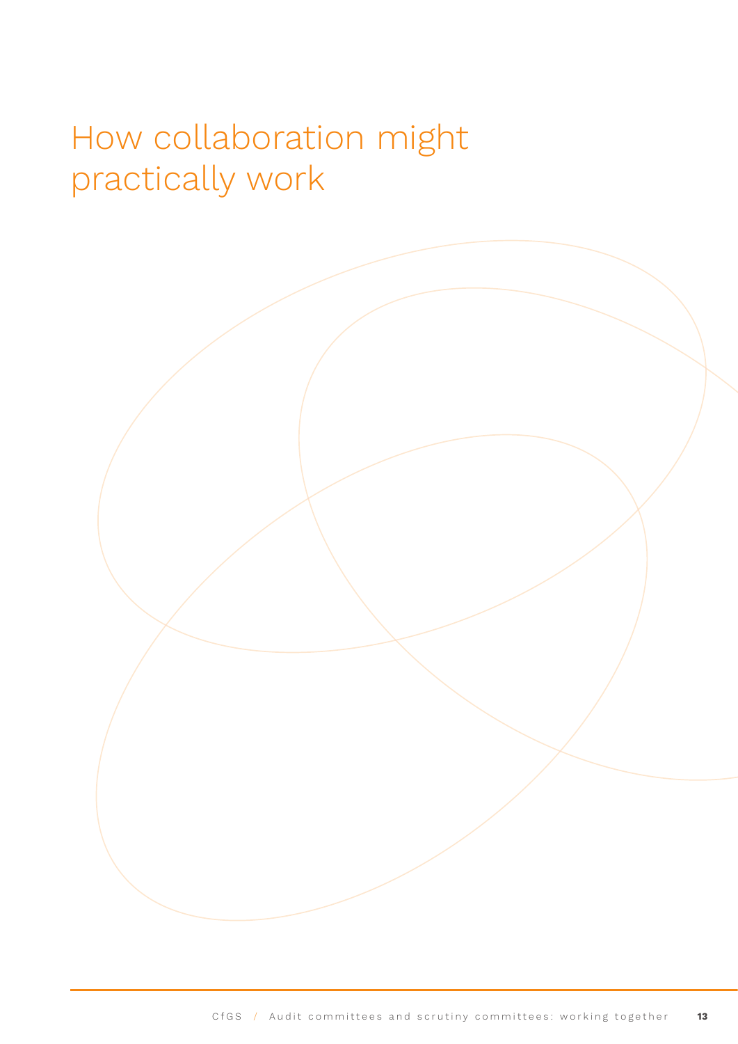# How collaboration might practically work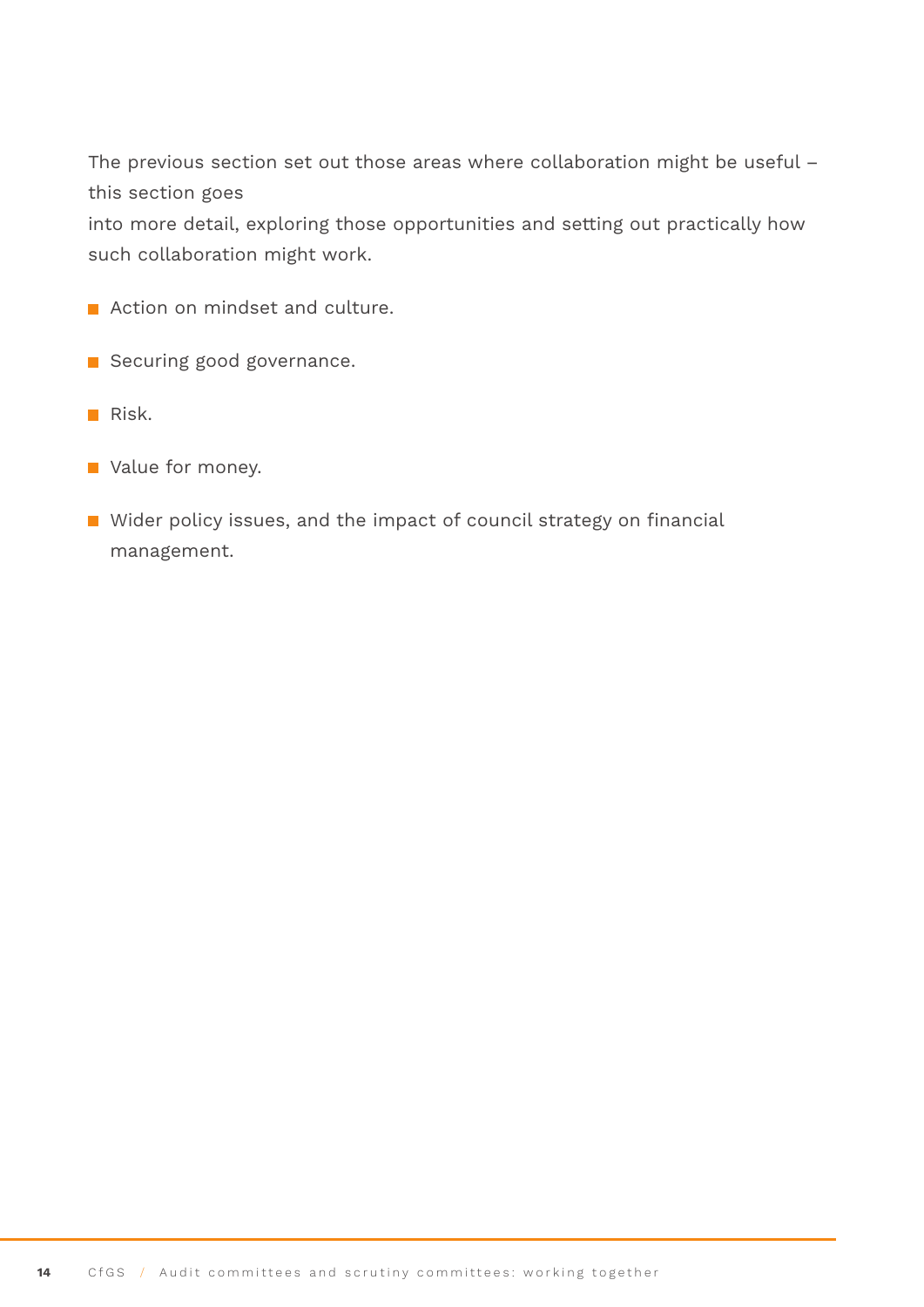The previous section set out those areas where collaboration might be useful – this section goes into more detail, exploring those opportunities and setting out practically how such collaboration might work.

- Action on mindset and culture.
- Securing good governance.
- Risk.
- Value for money.
- Wider policy issues, and the impact of council strategy on financial management.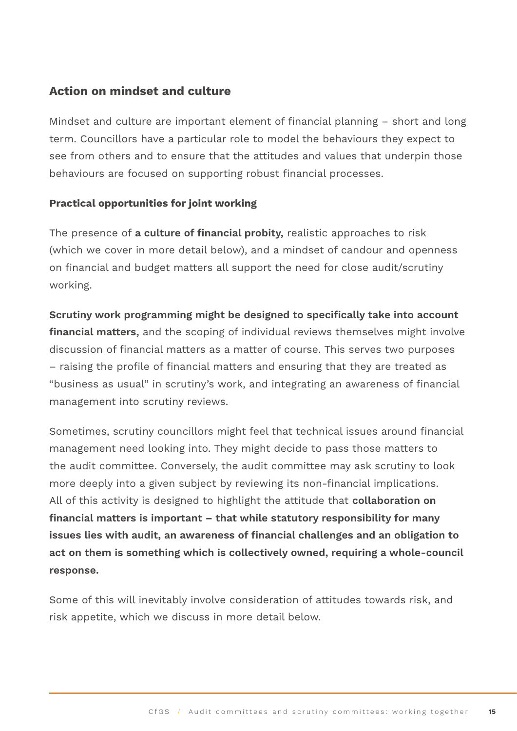## Action on mindset and culture

Mindset and culture are important element of financial planning – short and long term. Councillors have a particular role to model the behaviours they expect to see from others and to ensure that the attitudes and values that underpin those behaviours are focused on supporting robust financial processes.

### Practical opportunities for joint working

The presence of **a culture of financial probity,** realistic approaches to risk (which we cover in more detail below), and a mindset of candour and openness on financial and budget matters all support the need for close audit/scrutiny working.

**Scrutiny work programming might be designed to specifically take into account financial matters,** and the scoping of individual reviews themselves might involve discussion of financial matters as a matter of course. This serves two purposes – raising the profile of financial matters and ensuring that they are treated as "business as usual" in scrutiny's work, and integrating an awareness of financial management into scrutiny reviews.

Sometimes, scrutiny councillors might feel that technical issues around financial management need looking into. They might decide to pass those matters to the audit committee. Conversely, the audit committee may ask scrutiny to look more deeply into a given subject by reviewing its non-financial implications. All of this activity is designed to highlight the attitude that **collaboration on financial matters is important – that while statutory responsibility for many issues lies with audit, an awareness of financial challenges and an obligation to act on them is something which is collectively owned, requiring a whole-council response.**

Some of this will inevitably involve consideration of attitudes towards risk, and risk appetite, which we discuss in more detail below.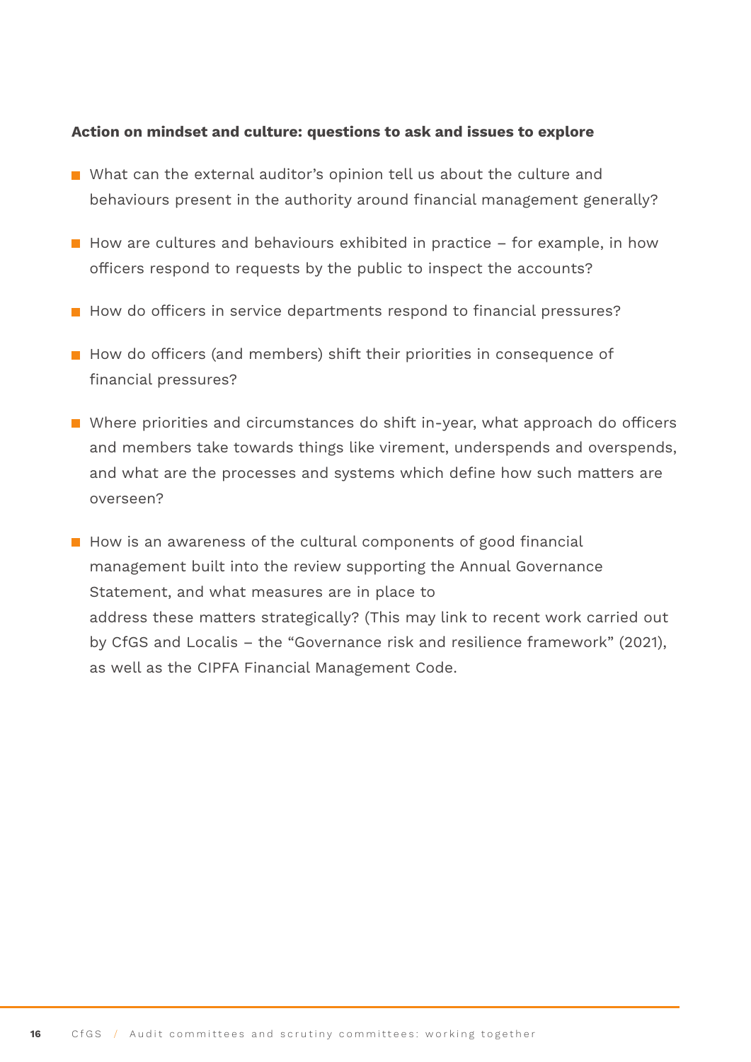**Action on mindset and culture: questions to ask and issues to explore**

- What can the external auditor's opinion tell us about the culture and behaviours present in the authority around financial management generally?
- How are cultures and behaviours exhibited in practice – for example, in how officers respond to requests by the public to inspect the accounts?
- How do officers in service departments respond to financial pressures?
- How do officers (and members) shift their priorities in consequence of financial pressures?
- Where priorities and circumstances do shift in-year, what approach do officers and members take towards things like virement, underspends and overspends, and what are the processes and systems which define how such matters are overseen?
- How is an awareness of the cultural components of good financial management built into the review supporting the Annual Governance Statement, and what measures are in place to address these matters strategically? (This may link to recent work carried out by CfGS and Localis – the "Governance risk and resilience framework" (2021), as well as the CIPFA Financial Management Code.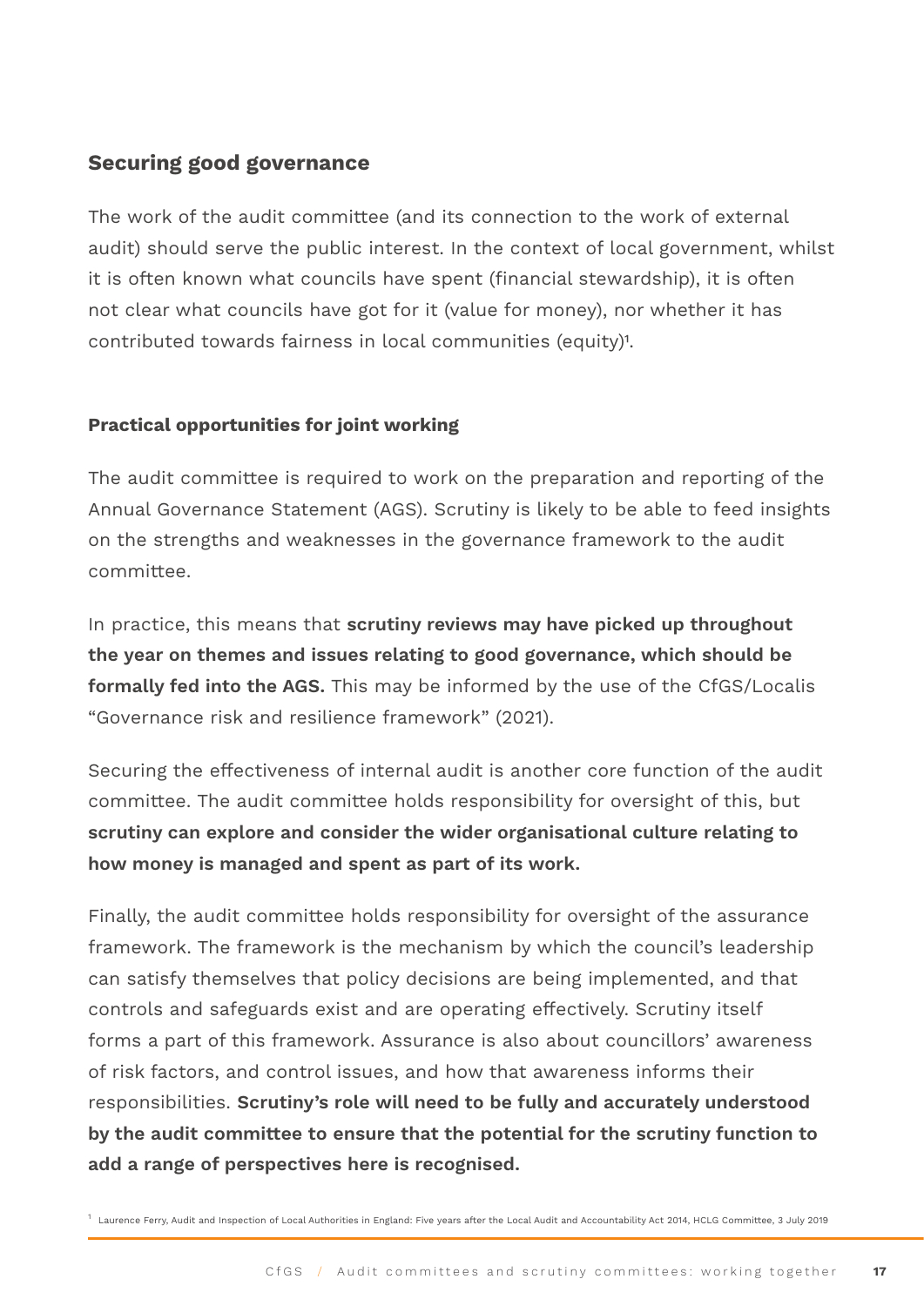## Securing good governance

The work of the audit committee (and its connection to the work of external audit) should serve the public interest. In the context of local government, whilst it is often known what councils have spent (financial stewardship), it is often not clear what councils have got for it (value for money), nor whether it has contributed towards fairness in local communities (equity)[1].

### Practical opportunities for joint working

The audit committee is required to work on the preparation and reporting of the Annual Governance Statement (AGS). Scrutiny is likely to be able to feed insights on the strengths and weaknesses in the governance framework to the audit committee.

In practice, this means that **scrutiny reviews may have picked up throughout the year on themes and issues relating to good governance, which should be formally fed into the AGS.** This may be informed by the use of the CfGS/Localis "Governance risk and resilience framework" (2021).

Securing the effectiveness of internal audit is another core function of the audit committee. The audit committee holds responsibility for oversight of this, but **scrutiny can explore and consider the wider organisational culture relating to how money is managed and spent as part of its work.**

Finally, the audit committee holds responsibility for oversight of the assurance framework. The framework is the mechanism by which the council's leadership can satisfy themselves that policy decisions are being implemented, and that controls and safeguards exist and are operating effectively. Scrutiny itself forms a part of this framework. Assurance is also about councillors' awareness of risk factors, and control issues, and how that awareness informs their responsibilities. **Scrutiny's role will need to be fully and accurately understood by the audit committee to ensure that the potential for the scrutiny function to add a range of perspectives here is recognised.**

[1] Laurence Ferry, Audit and Inspection of Local Authorities in England: Five years after the Local Audit and Accountability Act 2014, HCLG Committee, 3 July 2019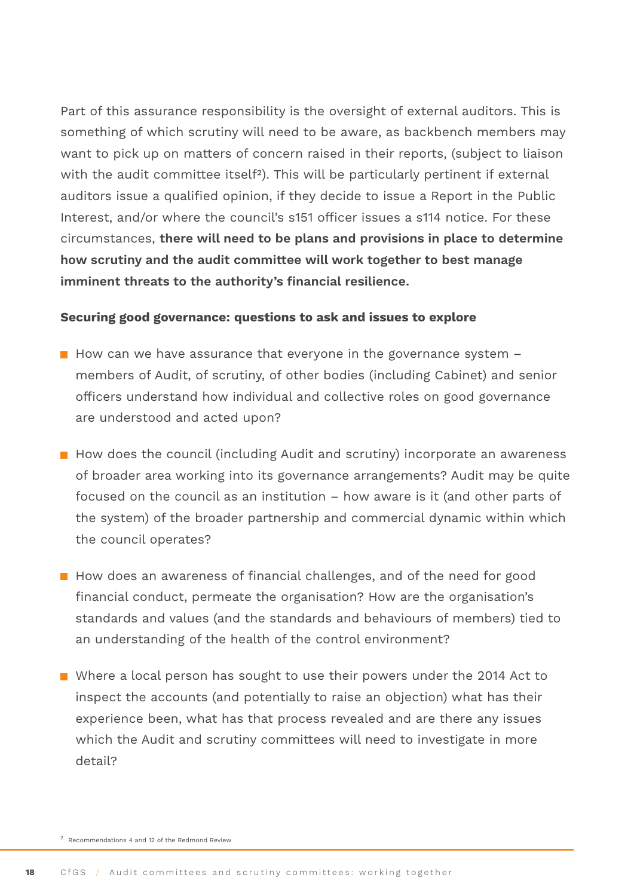Part of this assurance responsibility is the oversight of external auditors. This is something of which scrutiny will need to be aware, as backbench members may want to pick up on matters of concern raised in their reports, (subject to liaison with the audit committee itself[2]). This will be particularly pertinent if external auditors issue a qualified opinion, if they decide to issue a Report in the Public Interest, and/or where the council's s151 officer issues a s114 notice. For these circumstances, **there will need to be plans and provisions in place to determine how scrutiny and the audit committee will work together to best manage imminent threats to the authority's financial resilience.**

**Securing good governance: questions to ask and issues to explore**

- How can we have assurance that everyone in the governance system – members of Audit, of scrutiny, of other bodies (including Cabinet) and senior officers understand how individual and collective roles on good governance are understood and acted upon?
- How does the council (including Audit and scrutiny) incorporate an awareness of broader area working into its governance arrangements? Audit may be quite focused on the council as an institution – how aware is it (and other parts of the system) of the broader partnership and commercial dynamic within which the council operates?
- How does an awareness of financial challenges, and of the need for good financial conduct, permeate the organisation? How are the organisation's standards and values (and the standards and behaviours of members) tied to an understanding of the health of the control environment?
- Where a local person has sought to use their powers under the 2014 Act to inspect the accounts (and potentially to raise an objection) what has their experience been, what has that process revealed and are there any issues which the Audit and scrutiny committees will need to investigate in more detail?

[2] Recommendations 4 and 12 of the Redmond Review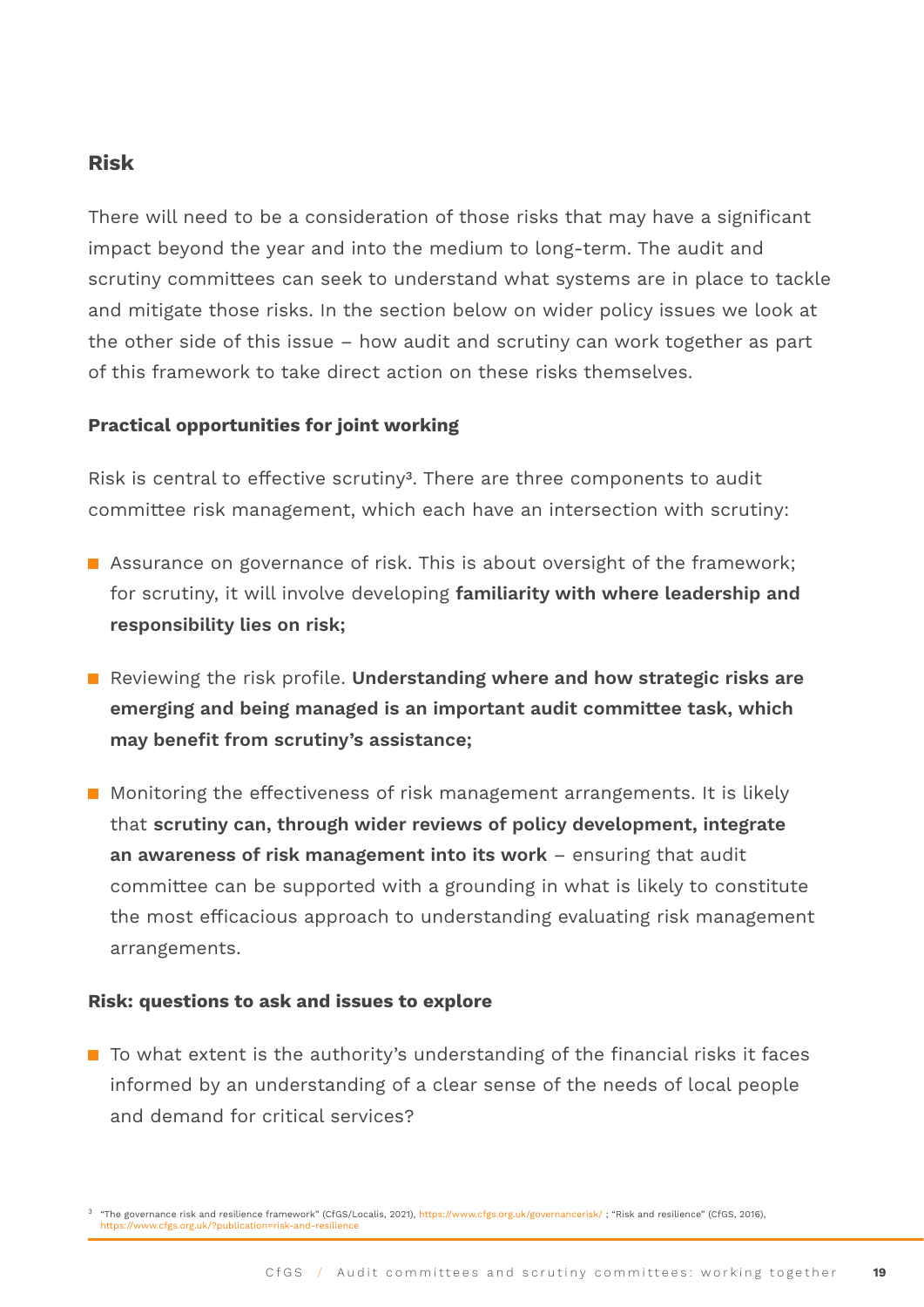## Risk

There will need to be a consideration of those risks that may have a significant impact beyond the year and into the medium to long-term. The audit and scrutiny committees can seek to understand what systems are in place to tackle and mitigate those risks. In the section below on wider policy issues we look at the other side of this issue – how audit and scrutiny can work together as part of this framework to take direct action on these risks themselves.

### Practical opportunities for joint working

Risk is central to effective scrutiny[3]. There are three components to audit committee risk management, which each have an intersection with scrutiny:

- Assurance on governance of risk. This is about oversight of the framework; for scrutiny, it will involve developing **familiarity with where leadership and responsibility lies on risk;**
- Reviewing the risk profile. **Understanding where and how strategic risks are emerging and being managed is an important audit committee task, which may benefit from scrutiny's assistance;**
- Monitoring the effectiveness of risk management arrangements. It is likely that **scrutiny can, through wider reviews of policy development, integrate an awareness of risk management into its work** – ensuring that audit committee can be supported with a grounding in what is likely to constitute the most efficacious approach to understanding evaluating risk management arrangements.

### Risk: questions to ask and issues to explore

- To what extent is the authority's understanding of the financial risks it faces informed by an understanding of a clear sense of the needs of local people and demand for critical services?

[3] "The governance risk and resilience framework" (CfGS/Localis, 2021), https://www.cfgs.org.uk/governancerisk/ ; "Risk and resilience" (CfGS, 2016), https://www.cfgs.org.uk/?publication=risk-and-resilience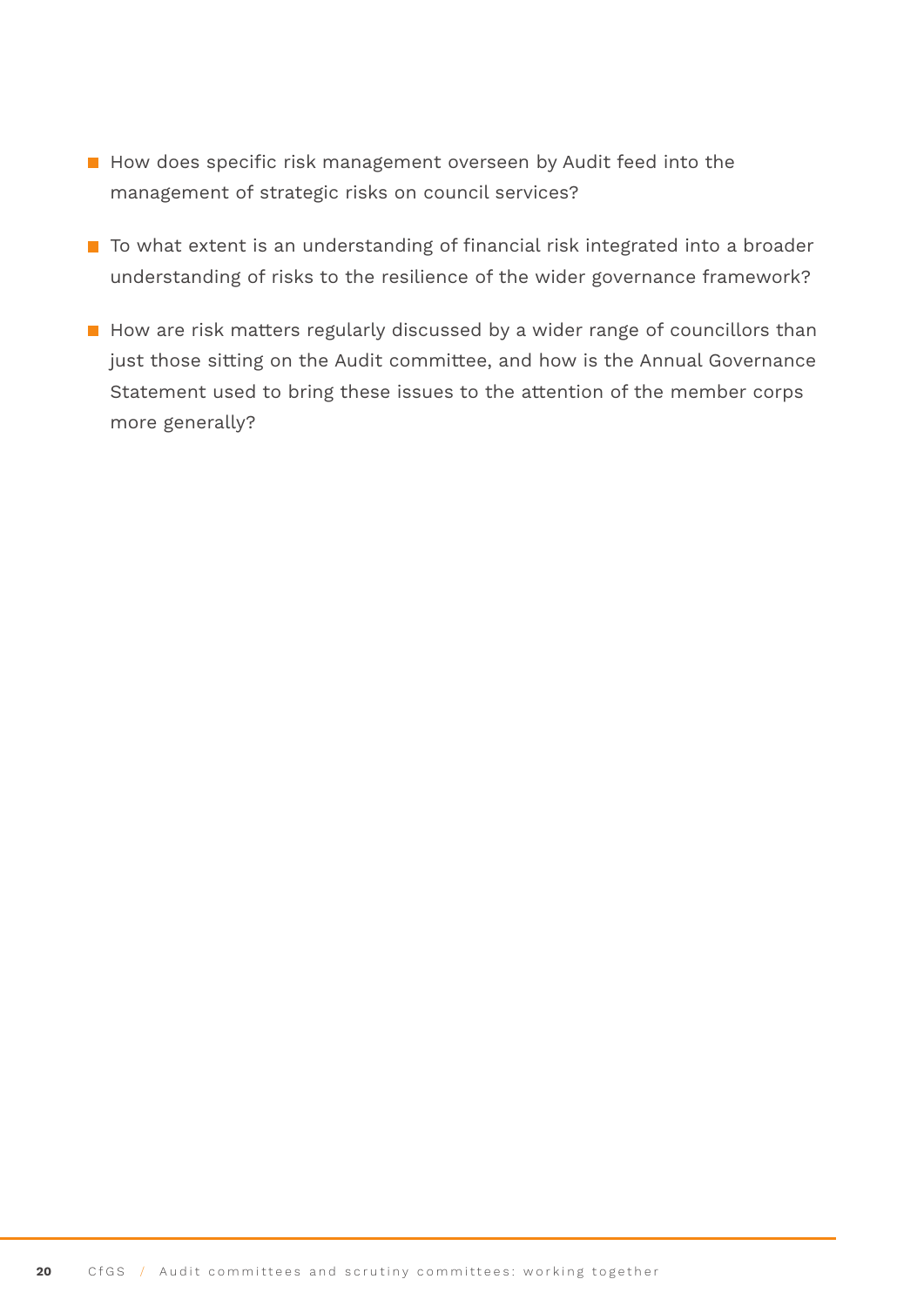- How does specific risk management overseen by Audit feed into the management of strategic risks on council services?
- To what extent is an understanding of financial risk integrated into a broader understanding of risks to the resilience of the wider governance framework?
- How are risk matters regularly discussed by a wider range of councillors than just those sitting on the Audit committee, and how is the Annual Governance Statement used to bring these issues to the attention of the member corps more generally?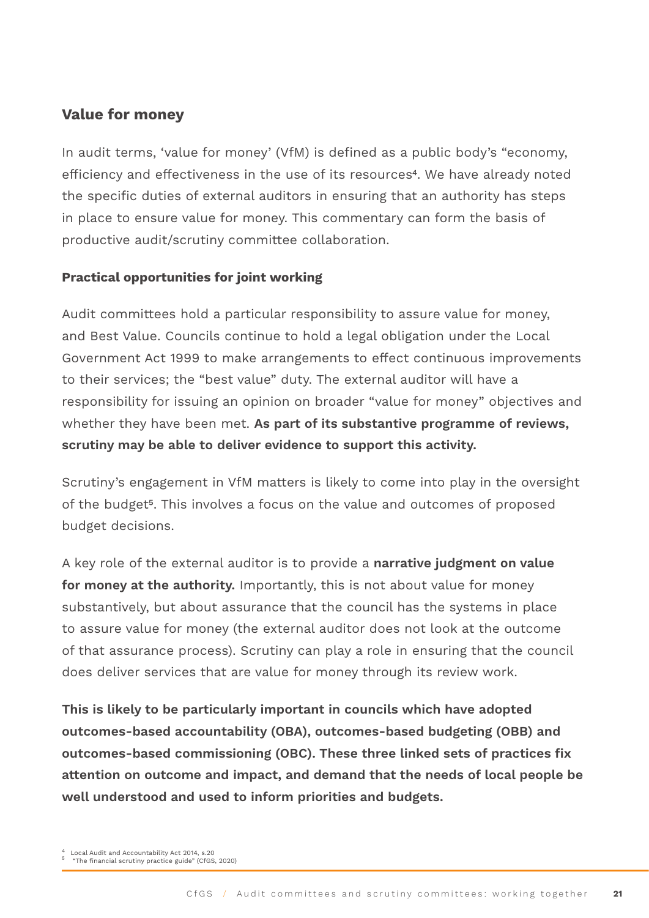## Value for money

In audit terms, 'value for money' (VfM) is defined as a public body's "economy, efficiency and effectiveness in the use of its resources[4]. We have already noted the specific duties of external auditors in ensuring that an authority has steps in place to ensure value for money. This commentary can form the basis of productive audit/scrutiny committee collaboration.

### Practical opportunities for joint working

Audit committees hold a particular responsibility to assure value for money, and Best Value. Councils continue to hold a legal obligation under the Local Government Act 1999 to make arrangements to effect continuous improvements to their services; the "best value" duty. The external auditor will have a responsibility for issuing an opinion on broader "value for money" objectives and whether they have been met. **As part of its substantive programme of reviews, scrutiny may be able to deliver evidence to support this activity.**

Scrutiny's engagement in VfM matters is likely to come into play in the oversight of the budget[5]. This involves a focus on the value and outcomes of proposed budget decisions.

A key role of the external auditor is to provide a **narrative judgment on value for money at the authority.** Importantly, this is not about value for money substantively, but about assurance that the council has the systems in place to assure value for money (the external auditor does not look at the outcome of that assurance process). Scrutiny can play a role in ensuring that the council does deliver services that are value for money through its review work.

**This is likely to be particularly important in councils which have adopted outcomes-based accountability (OBA), outcomes-based budgeting (OBB) and outcomes-based commissioning (OBC). These three linked sets of practices fix attention on outcome and impact, and demand that the needs of local people be well understood and used to inform priorities and budgets.**

[4] Local Audit and Accountability Act 2014, s.20
[5] "The financial scrutiny practice guide" (CfGS, 2020)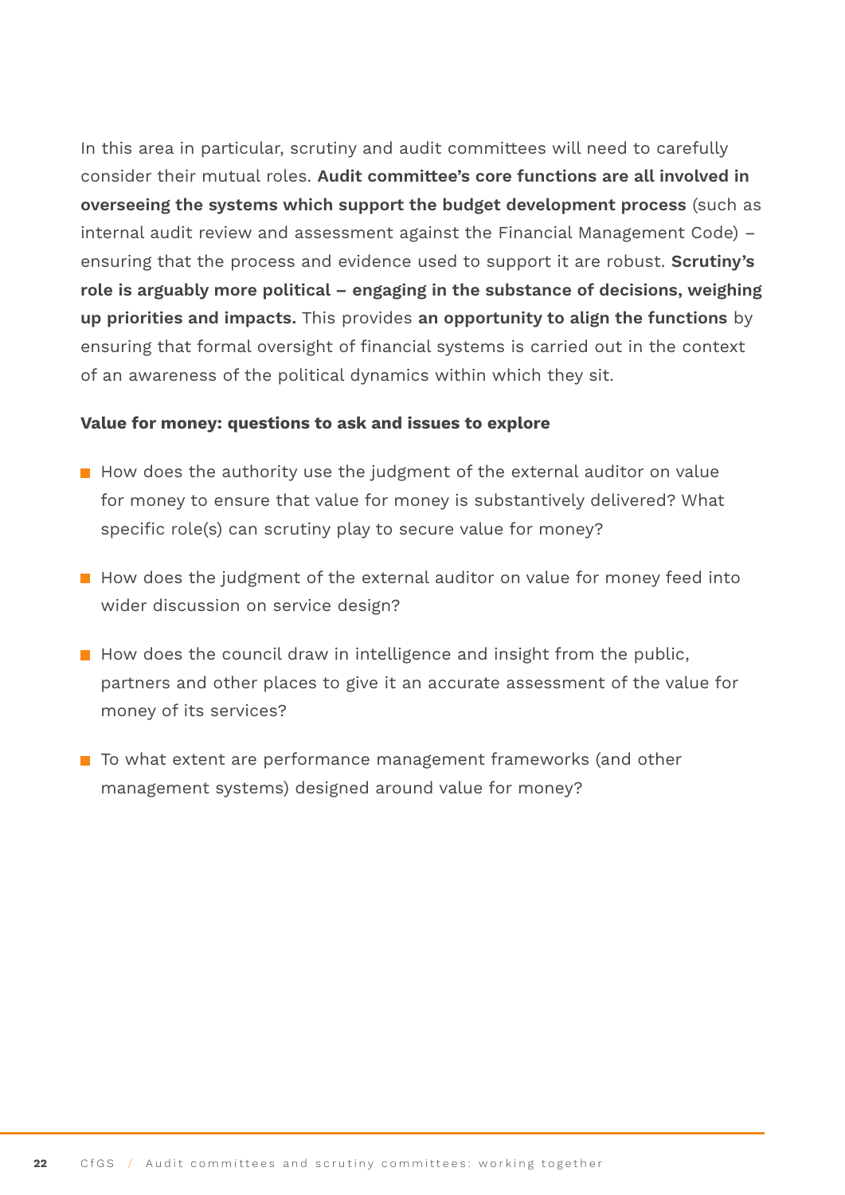In this area in particular, scrutiny and audit committees will need to carefully consider their mutual roles. **Audit committee's core functions are all involved in overseeing the systems which support the budget development process** (such as internal audit review and assessment against the Financial Management Code) – ensuring that the process and evidence used to support it are robust. **Scrutiny's role is arguably more political – engaging in the substance of decisions, weighing up priorities and impacts.** This provides **an opportunity to align the functions** by ensuring that formal oversight of financial systems is carried out in the context of an awareness of the political dynamics within which they sit.

**Value for money: questions to ask and issues to explore**

- How does the authority use the judgment of the external auditor on value for money to ensure that value for money is substantively delivered? What specific role(s) can scrutiny play to secure value for money?
- How does the judgment of the external auditor on value for money feed into wider discussion on service design?
- How does the council draw in intelligence and insight from the public, partners and other places to give it an accurate assessment of the value for money of its services?
- To what extent are performance management frameworks (and other management systems) designed around value for money?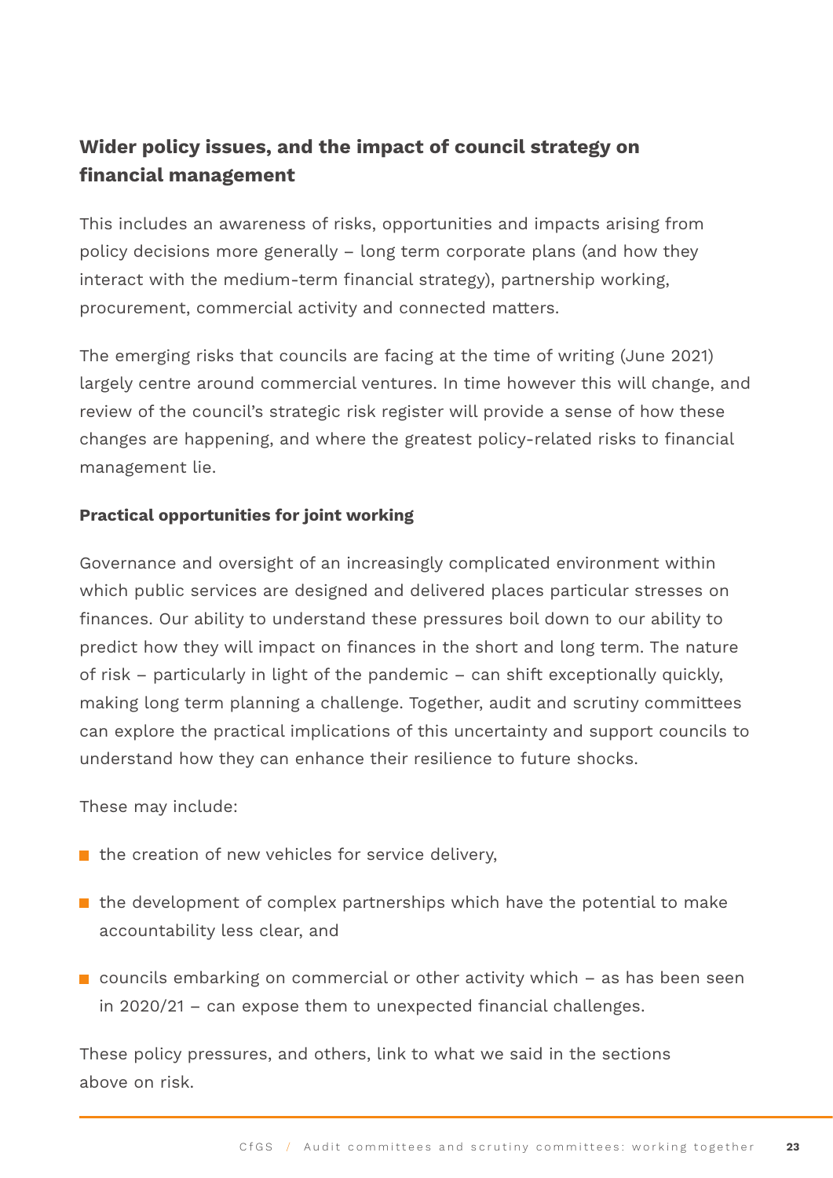## Wider policy issues, and the impact of council strategy on financial management

This includes an awareness of risks, opportunities and impacts arising from policy decisions more generally – long term corporate plans (and how they interact with the medium-term financial strategy), partnership working, procurement, commercial activity and connected matters.

The emerging risks that councils are facing at the time of writing (June 2021) largely centre around commercial ventures. In time however this will change, and review of the council's strategic risk register will provide a sense of how these changes are happening, and where the greatest policy-related risks to financial management lie.

### Practical opportunities for joint working

Governance and oversight of an increasingly complicated environment within which public services are designed and delivered places particular stresses on finances. Our ability to understand these pressures boil down to our ability to predict how they will impact on finances in the short and long term. The nature of risk – particularly in light of the pandemic – can shift exceptionally quickly, making long term planning a challenge. Together, audit and scrutiny committees can explore the practical implications of this uncertainty and support councils to understand how they can enhance their resilience to future shocks.

These may include:

- the creation of new vehicles for service delivery,
- the development of complex partnerships which have the potential to make accountability less clear, and
- councils embarking on commercial or other activity which – as has been seen in 2020/21 – can expose them to unexpected financial challenges.

These policy pressures, and others, link to what we said in the sections above on risk.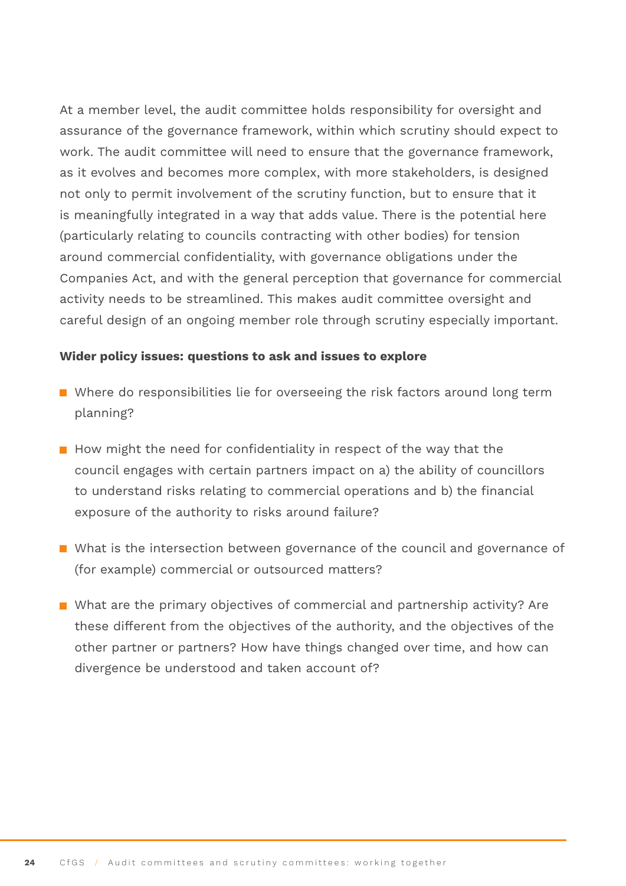At a member level, the audit committee holds responsibility for oversight and assurance of the governance framework, within which scrutiny should expect to work. The audit committee will need to ensure that the governance framework, as it evolves and becomes more complex, with more stakeholders, is designed not only to permit involvement of the scrutiny function, but to ensure that it is meaningfully integrated in a way that adds value. There is the potential here (particularly relating to councils contracting with other bodies) for tension around commercial confidentiality, with governance obligations under the Companies Act, and with the general perception that governance for commercial activity needs to be streamlined. This makes audit committee oversight and careful design of an ongoing member role through scrutiny especially important.

**Wider policy issues: questions to ask and issues to explore**

- Where do responsibilities lie for overseeing the risk factors around long term planning?
- How might the need for confidentiality in respect of the way that the council engages with certain partners impact on a) the ability of councillors to understand risks relating to commercial operations and b) the financial exposure of the authority to risks around failure?
- What is the intersection between governance of the council and governance of (for example) commercial or outsourced matters?
- What are the primary objectives of commercial and partnership activity? Are these different from the objectives of the authority, and the objectives of the other partner or partners? How have things changed over time, and how can divergence be understood and taken account of?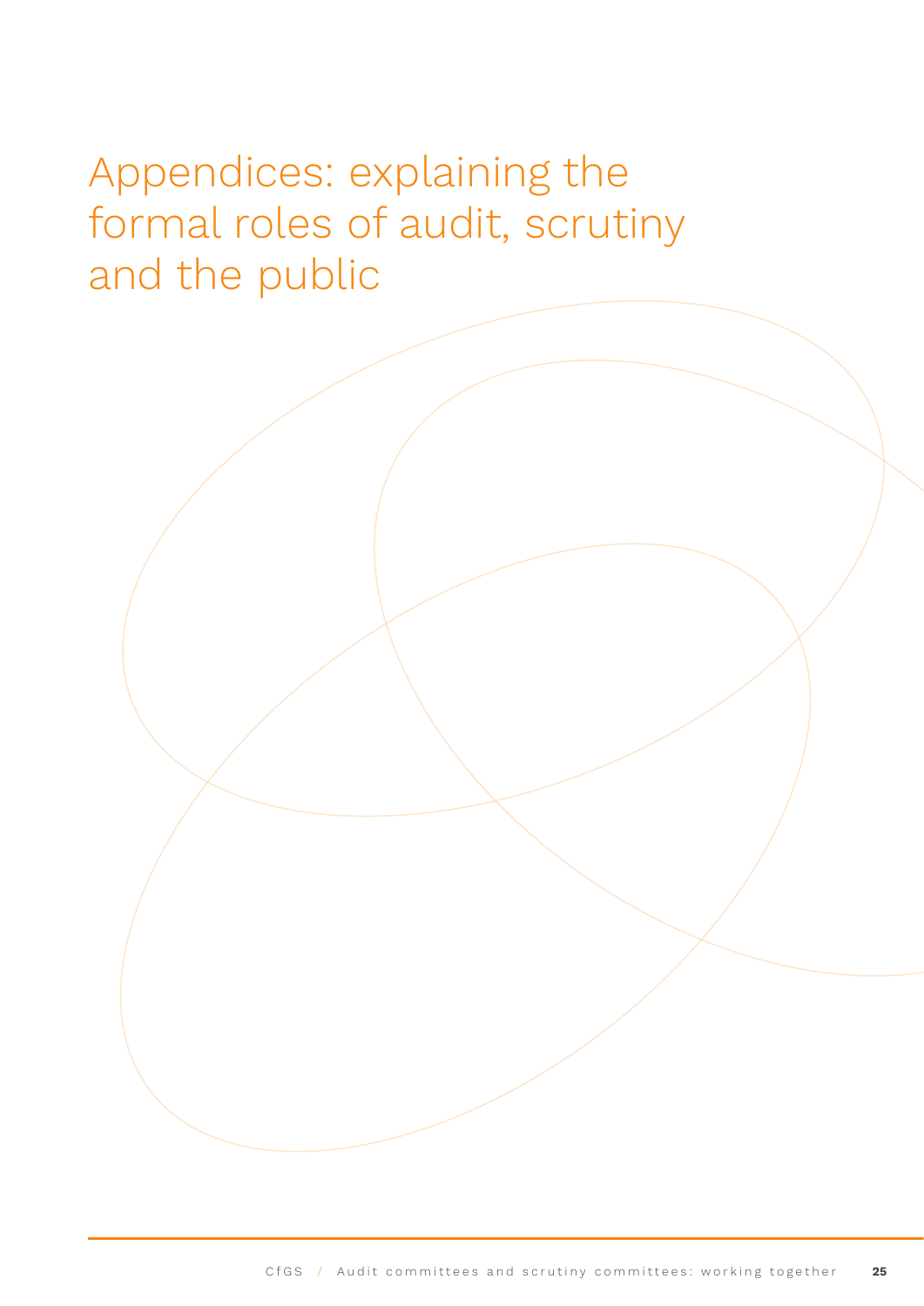# Appendices: explaining the formal roles of audit, scrutiny and the public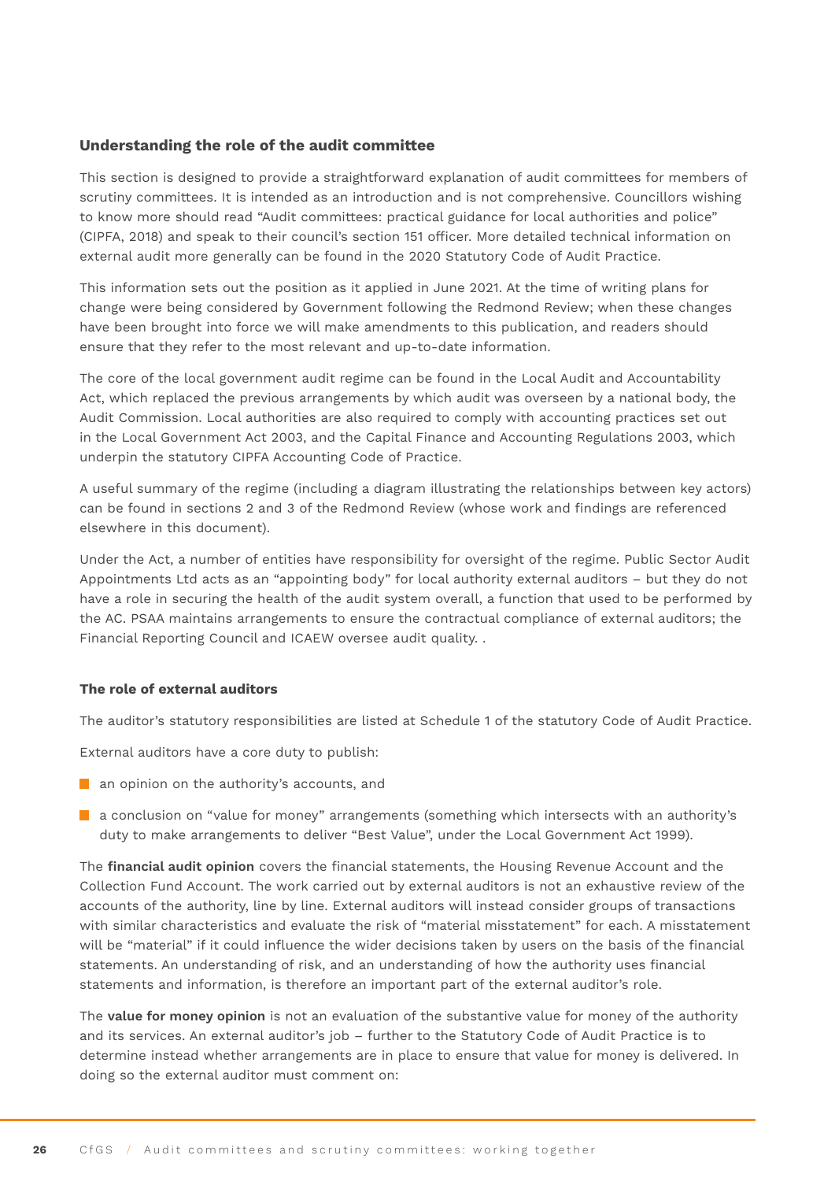### Understanding the role of the audit committee

This section is designed to provide a straightforward explanation of audit committees for members of scrutiny committees. It is intended as an introduction and is not comprehensive. Councillors wishing to know more should read "Audit committees: practical guidance for local authorities and police" (CIPFA, 2018) and speak to their council's section 151 officer. More detailed technical information on external audit more generally can be found in the 2020 Statutory Code of Audit Practice.

This information sets out the position as it applied in June 2021. At the time of writing plans for change were being considered by Government following the Redmond Review; when these changes have been brought into force we will make amendments to this publication, and readers should ensure that they refer to the most relevant and up-to-date information.

The core of the local government audit regime can be found in the Local Audit and Accountability Act, which replaced the previous arrangements by which audit was overseen by a national body, the Audit Commission. Local authorities are also required to comply with accounting practices set out in the Local Government Act 2003, and the Capital Finance and Accounting Regulations 2003, which underpin the statutory CIPFA Accounting Code of Practice.

A useful summary of the regime (including a diagram illustrating the relationships between key actors) can be found in sections 2 and 3 of the Redmond Review (whose work and findings are referenced elsewhere in this document).

Under the Act, a number of entities have responsibility for oversight of the regime. Public Sector Audit Appointments Ltd acts as an "appointing body" for local authority external auditors – but they do not have a role in securing the health of the audit system overall, a function that used to be performed by the AC. PSAA maintains arrangements to ensure the contractual compliance of external auditors; the Financial Reporting Council and ICAEW oversee audit quality. .

#### The role of external auditors

The auditor's statutory responsibilities are listed at Schedule 1 of the statutory Code of Audit Practice.

External auditors have a core duty to publish:

- an opinion on the authority's accounts, and
- a conclusion on "value for money" arrangements (something which intersects with an authority's duty to make arrangements to deliver "Best Value", under the Local Government Act 1999).

The **financial audit opinion** covers the financial statements, the Housing Revenue Account and the Collection Fund Account. The work carried out by external auditors is not an exhaustive review of the accounts of the authority, line by line. External auditors will instead consider groups of transactions with similar characteristics and evaluate the risk of "material misstatement" for each. A misstatement will be "material" if it could influence the wider decisions taken by users on the basis of the financial statements. An understanding of risk, and an understanding of how the authority uses financial statements and information, is therefore an important part of the external auditor's role.

The **value for money opinion** is not an evaluation of the substantive value for money of the authority and its services. An external auditor's job – further to the Statutory Code of Audit Practice is to determine instead whether arrangements are in place to ensure that value for money is delivered. In doing so the external auditor must comment on: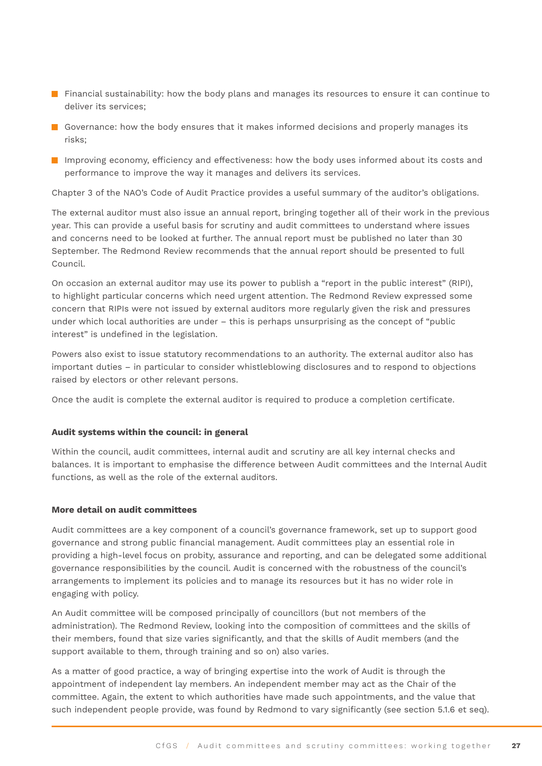- Financial sustainability: how the body plans and manages its resources to ensure it can continue to deliver its services;
- Governance: how the body ensures that it makes informed decisions and properly manages its risks;
- Improving economy, efficiency and effectiveness: how the body uses informed about its costs and performance to improve the way it manages and delivers its services.

Chapter 3 of the NAO's Code of Audit Practice provides a useful summary of the auditor's obligations.

The external auditor must also issue an annual report, bringing together all of their work in the previous year. This can provide a useful basis for scrutiny and audit committees to understand where issues and concerns need to be looked at further. The annual report must be published no later than 30 September. The Redmond Review recommends that the annual report should be presented to full Council.

On occasion an external auditor may use its power to publish a "report in the public interest" (RIPI), to highlight particular concerns which need urgent attention. The Redmond Review expressed some concern that RIPIs were not issued by external auditors more regularly given the risk and pressures under which local authorities are under – this is perhaps unsurprising as the concept of "public interest" is undefined in the legislation.

Powers also exist to issue statutory recommendations to an authority. The external auditor also has important duties – in particular to consider whistleblowing disclosures and to respond to objections raised by electors or other relevant persons.

Once the audit is complete the external auditor is required to produce a completion certificate.

**Audit systems within the council: in general**

Within the council, audit committees, internal audit and scrutiny are all key internal checks and balances. It is important to emphasise the difference between Audit committees and the Internal Audit functions, as well as the role of the external auditors.

**More detail on audit committees**

Audit committees are a key component of a council's governance framework, set up to support good governance and strong public financial management. Audit committees play an essential role in providing a high-level focus on probity, assurance and reporting, and can be delegated some additional governance responsibilities by the council. Audit is concerned with the robustness of the council's arrangements to implement its policies and to manage its resources but it has no wider role in engaging with policy.

An Audit committee will be composed principally of councillors (but not members of the administration). The Redmond Review, looking into the composition of committees and the skills of their members, found that size varies significantly, and that the skills of Audit members (and the support available to them, through training and so on) also varies.

As a matter of good practice, a way of bringing expertise into the work of Audit is through the appointment of independent lay members. An independent member may act as the Chair of the committee. Again, the extent to which authorities have made such appointments, and the value that such independent people provide, was found by Redmond to vary significantly (see section 5.1.6 et seq).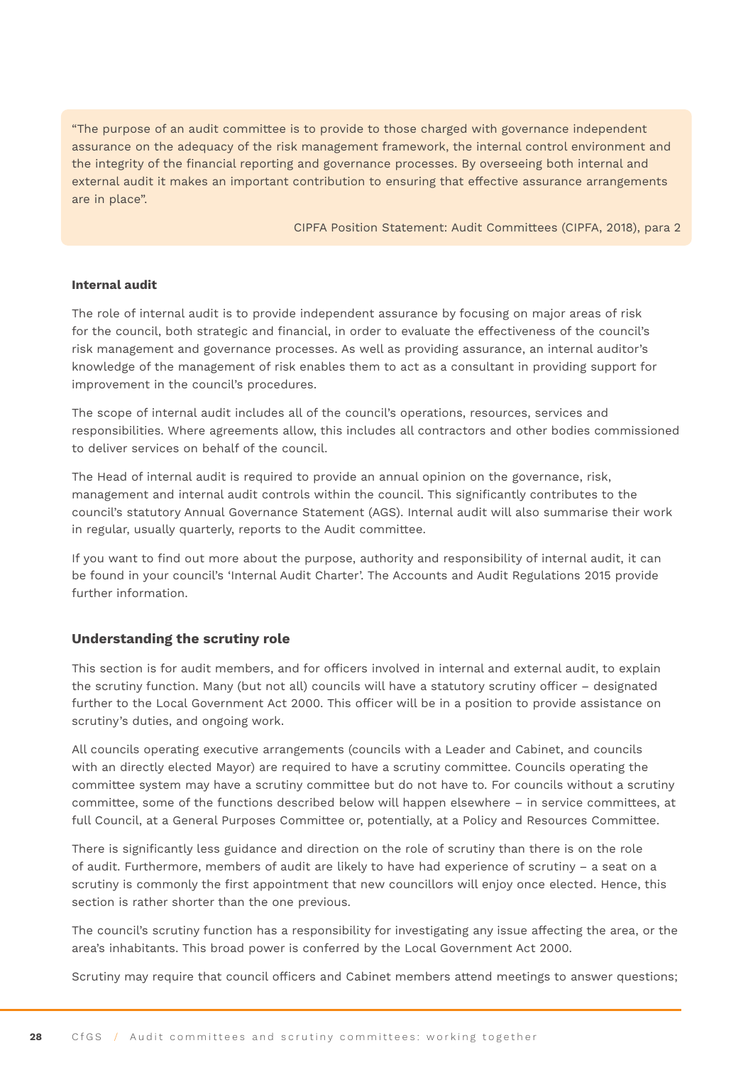> "The purpose of an audit committee is to provide to those charged with governance independent assurance on the adequacy of the risk management framework, the internal control environment and the integrity of the financial reporting and governance processes. By overseeing both internal and external audit it makes an important contribution to ensuring that effective assurance arrangements are in place".
>
> CIPFA Position Statement: Audit Committees (CIPFA, 2018), para 2

**Internal audit**

The role of internal audit is to provide independent assurance by focusing on major areas of risk for the council, both strategic and financial, in order to evaluate the effectiveness of the council's risk management and governance processes. As well as providing assurance, an internal auditor's knowledge of the management of risk enables them to act as a consultant in providing support for improvement in the council's procedures.

The scope of internal audit includes all of the council's operations, resources, services and responsibilities. Where agreements allow, this includes all contractors and other bodies commissioned to deliver services on behalf of the council.

The Head of internal audit is required to provide an annual opinion on the governance, risk, management and internal audit controls within the council. This significantly contributes to the council's statutory Annual Governance Statement (AGS). Internal audit will also summarise their work in regular, usually quarterly, reports to the Audit committee.

If you want to find out more about the purpose, authority and responsibility of internal audit, it can be found in your council's 'Internal Audit Charter'. The Accounts and Audit Regulations 2015 provide further information.

## Understanding the scrutiny role

This section is for audit members, and for officers involved in internal and external audit, to explain the scrutiny function. Many (but not all) councils will have a statutory scrutiny officer – designated further to the Local Government Act 2000. This officer will be in a position to provide assistance on scrutiny's duties, and ongoing work.

All councils operating executive arrangements (councils with a Leader and Cabinet, and councils with an directly elected Mayor) are required to have a scrutiny committee. Councils operating the committee system may have a scrutiny committee but do not have to. For councils without a scrutiny committee, some of the functions described below will happen elsewhere – in service committees, at full Council, at a General Purposes Committee or, potentially, at a Policy and Resources Committee.

There is significantly less guidance and direction on the role of scrutiny than there is on the role of audit. Furthermore, members of audit are likely to have had experience of scrutiny – a seat on a scrutiny is commonly the first appointment that new councillors will enjoy once elected. Hence, this section is rather shorter than the one previous.

The council's scrutiny function has a responsibility for investigating any issue affecting the area, or the area's inhabitants. This broad power is conferred by the Local Government Act 2000.

Scrutiny may require that council officers and Cabinet members attend meetings to answer questions;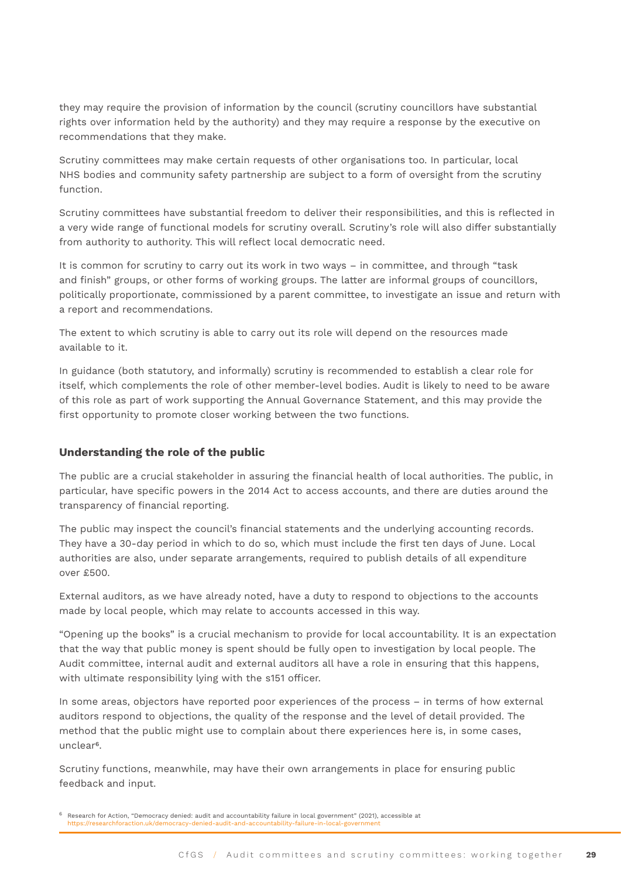they may require the provision of information by the council (scrutiny councillors have substantial rights over information held by the authority) and they may require a response by the executive on recommendations that they make.

Scrutiny committees may make certain requests of other organisations too. In particular, local NHS bodies and community safety partnership are subject to a form of oversight from the scrutiny function.

Scrutiny committees have substantial freedom to deliver their responsibilities, and this is reflected in a very wide range of functional models for scrutiny overall. Scrutiny's role will also differ substantially from authority to authority. This will reflect local democratic need.

It is common for scrutiny to carry out its work in two ways – in committee, and through "task and finish" groups, or other forms of working groups. The latter are informal groups of councillors, politically proportionate, commissioned by a parent committee, to investigate an issue and return with a report and recommendations.

The extent to which scrutiny is able to carry out its role will depend on the resources made available to it.

In guidance (both statutory, and informally) scrutiny is recommended to establish a clear role for itself, which complements the role of other member-level bodies. Audit is likely to need to be aware of this role as part of work supporting the Annual Governance Statement, and this may provide the first opportunity to promote closer working between the two functions.

### Understanding the role of the public

The public are a crucial stakeholder in assuring the financial health of local authorities. The public, in particular, have specific powers in the 2014 Act to access accounts, and there are duties around the transparency of financial reporting.

The public may inspect the council's financial statements and the underlying accounting records. They have a 30-day period in which to do so, which must include the first ten days of June. Local authorities are also, under separate arrangements, required to publish details of all expenditure over £500.

External auditors, as we have already noted, have a duty to respond to objections to the accounts made by local people, which may relate to accounts accessed in this way.

"Opening up the books" is a crucial mechanism to provide for local accountability. It is an expectation that the way that public money is spent should be fully open to investigation by local people. The Audit committee, internal audit and external auditors all have a role in ensuring that this happens, with ultimate responsibility lying with the s151 officer.

In some areas, objectors have reported poor experiences of the process – in terms of how external auditors respond to objections, the quality of the response and the level of detail provided. The method that the public might use to complain about there experiences here is, in some cases, unclear[6].

Scrutiny functions, meanwhile, may have their own arrangements in place for ensuring public feedback and input.

[6] Research for Action, "Democracy denied: audit and accountability failure in local government" (2021), accessible at https://researchforaction.uk/democracy-denied-audit-and-accountability-failure-in-local-government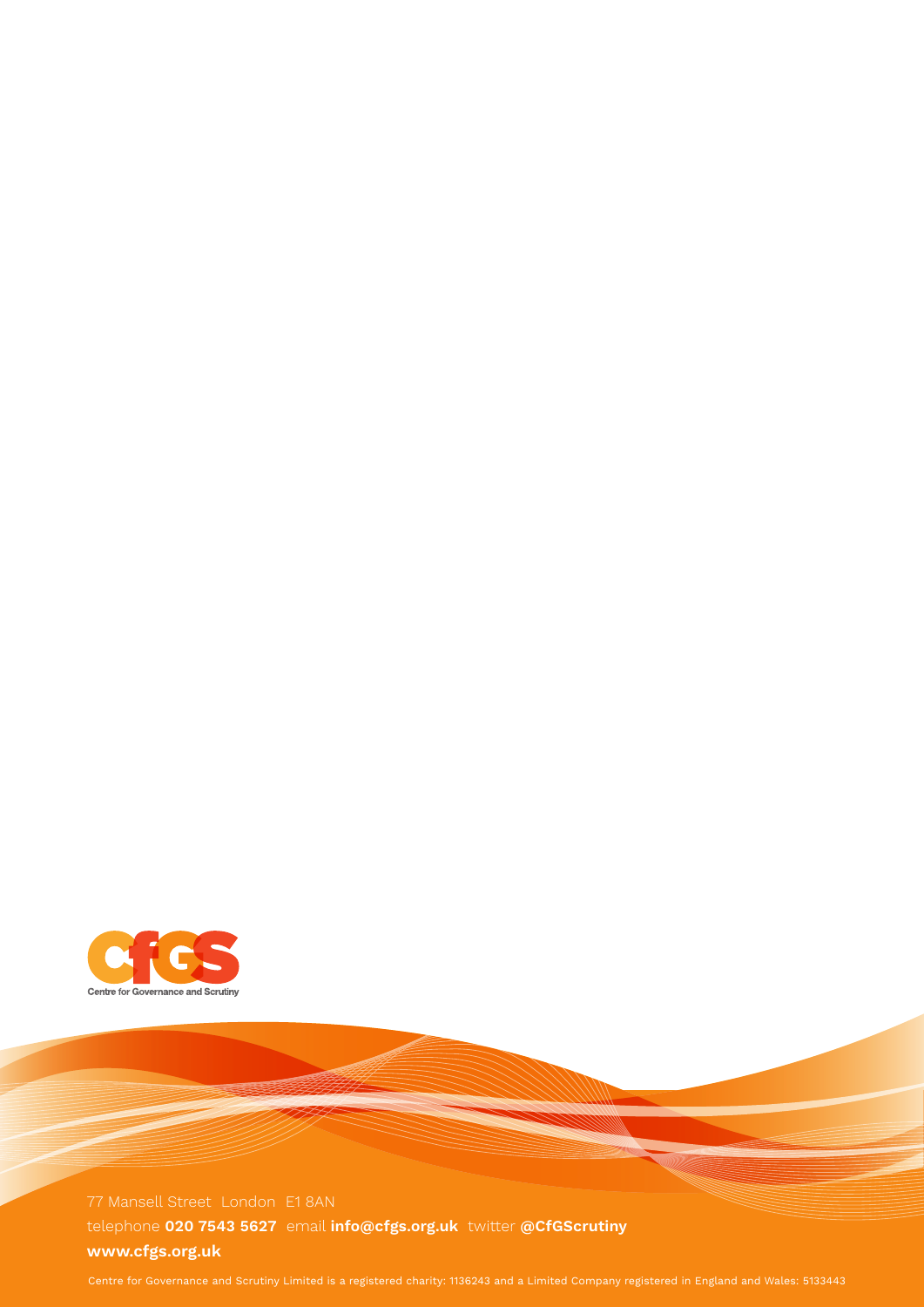Centre for Governance and Scrutiny

77 Mansell Street London E1 8AN

telephone **020 7543 5627** email **info@cfgs.org.uk** twitter **@CfGScrutiny**

**www.cfgs.org.uk**

Centre for Governance and Scrutiny Limited is a registered charity: 1136243 and a Limited Company registered in England and Wales: 5133443